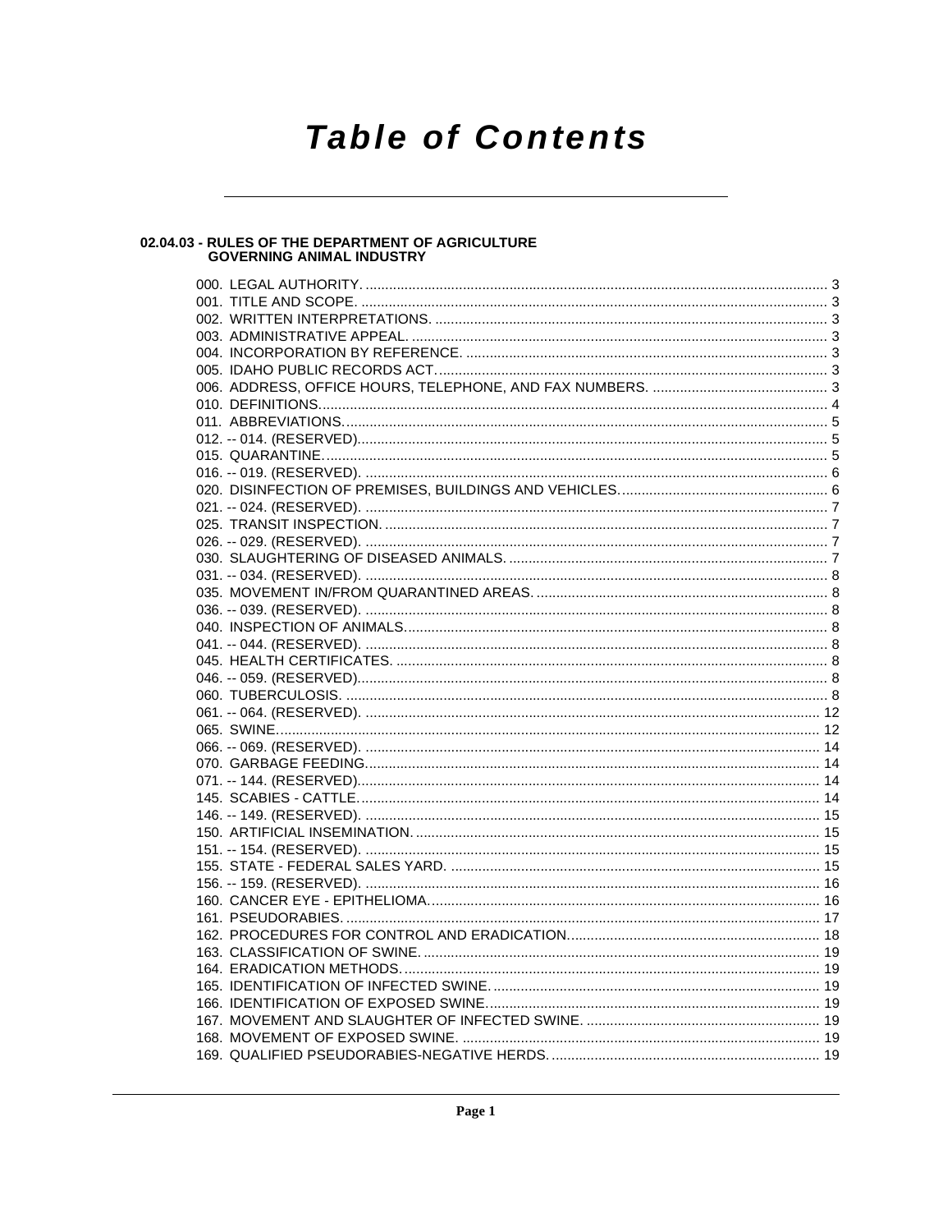# Table of Contents

## 02.04.03 - RULES OF THE DEPARTMENT OF AGRICULTURE GOVERNING ANIMAL INDUSTRY

000. LEGAL AUTHORITY. .................................................................................................................... 3
001. TITLE AND SCOPE. ..................................................................................................................... 3
002. WRITTEN INTERPRETATIONS. ................................................................................................... 3
003. ADMINISTRATIVE APPEAL. ......................................................................................................... 3
004. INCORPORATION BY REFERENCE. ........................................................................................... 3
005. IDAHO PUBLIC RECORDS ACT. .................................................................................................. 3
006. ADDRESS, OFFICE HOURS, TELEPHONE, AND FAX NUMBERS. ............................................ 3
010. DEFINITIONS. ................................................................................................................................ 4
011. ABBREVIATIONS. .......................................................................................................................... 5
012. -- 014. (RESERVED). ...................................................................................................................... 5
015. QUARANTINE. ............................................................................................................................... 5
016. -- 019. (RESERVED). ...................................................................................................................... 6
020. DISINFECTION OF PREMISES, BUILDINGS AND VEHICLES. .................................................... 6
021. -- 024. (RESERVED). ...................................................................................................................... 7
025. TRANSIT INSPECTION. ................................................................................................................ 7
026. -- 029. (RESERVED). ...................................................................................................................... 7
030. SLAUGHTERING OF DISEASED ANIMALS. ................................................................................. 7
031. -- 034. (RESERVED). ...................................................................................................................... 8
035. MOVEMENT IN/FROM QUARANTINED AREAS. .......................................................................... 8
036. -- 039. (RESERVED). ...................................................................................................................... 8
040. INSPECTION OF ANIMALS. ........................................................................................................... 8
041. -- 044. (RESERVED). ...................................................................................................................... 8
045. HEALTH CERTIFICATES. .............................................................................................................. 8
046. -- 059. (RESERVED). ...................................................................................................................... 8
060. TUBERCULOSIS. ........................................................................................................................... 8
061. -- 064. (RESERVED). .................................................................................................................... 12
065. SWINE. .......................................................................................................................................... 12
066. -- 069. (RESERVED). .................................................................................................................... 14
070. GARBAGE FEEDING. ................................................................................................................... 14
071. -- 144. (RESERVED). .................................................................................................................... 14
145. SCABIES - CATTLE. ..................................................................................................................... 14
146. -- 149. (RESERVED). .................................................................................................................... 15
150. ARTIFICIAL INSEMINATION. ....................................................................................................... 15
151. -- 154. (RESERVED). .................................................................................................................... 15
155. STATE - FEDERAL SALES YARD. ............................................................................................... 15
156. -- 159. (RESERVED). .................................................................................................................... 16
160. CANCER EYE - EPITHELIOMA. ................................................................................................... 16
161. PSEUDORABIES. .......................................................................................................................... 17
162. PROCEDURES FOR CONTROL AND ERADICATION. ................................................................. 18
163. CLASSIFICATION OF SWINE. ...................................................................................................... 19
164. ERADICATION METHODS. ........................................................................................................... 19
165. IDENTIFICATION OF INFECTED SWINE. .................................................................................... 19
166. IDENTIFICATION OF EXPOSED SWINE. ..................................................................................... 19
167. MOVEMENT AND SLAUGHTER OF INFECTED SWINE. ............................................................ 19
168. MOVEMENT OF EXPOSED SWINE. ............................................................................................ 19
169. QUALIFIED PSEUDORABIES-NEGATIVE HERDS. ..................................................................... 19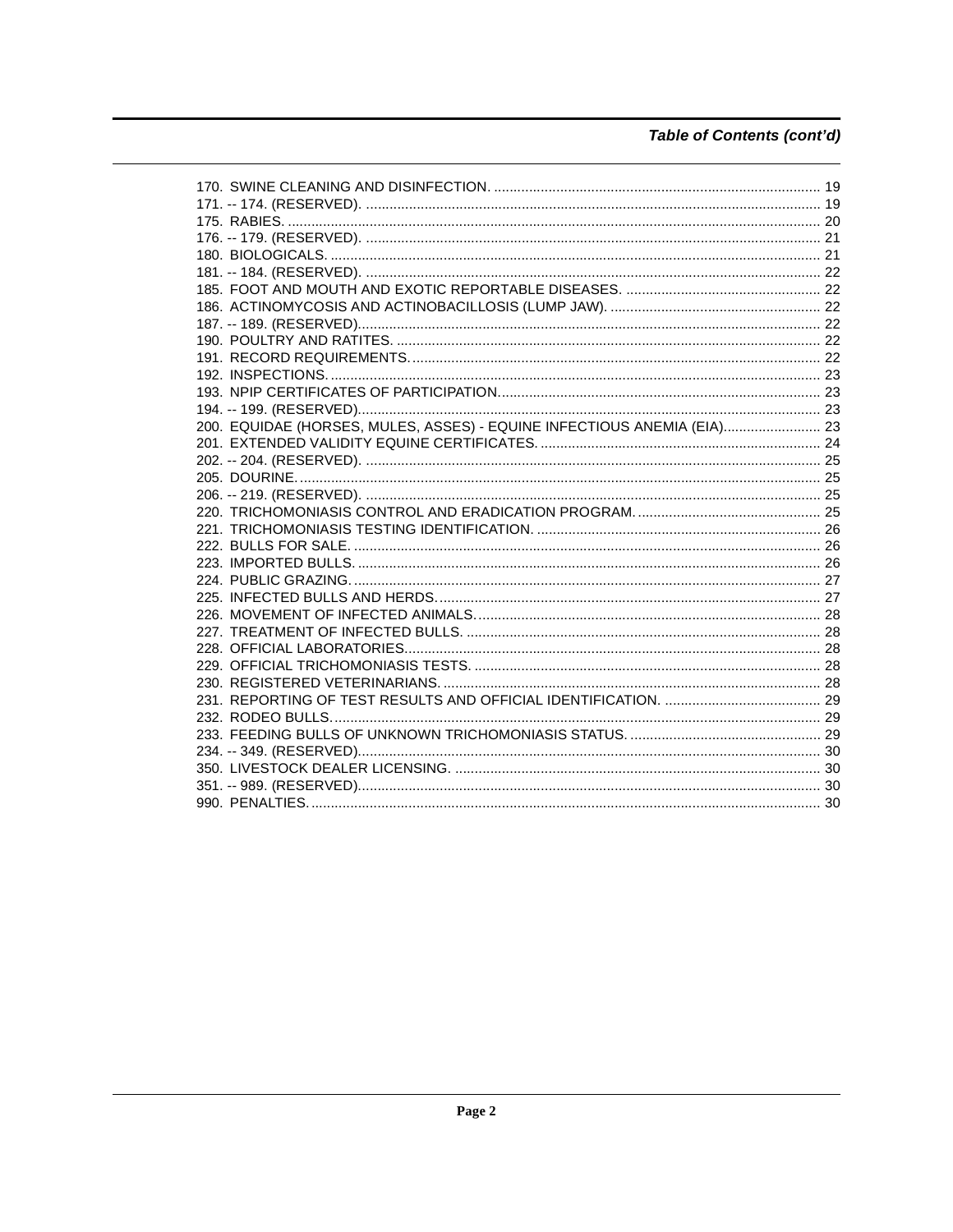## Table of Contents (cont'd)

170. SWINE CLEANING AND DISINFECTION. .... 19
171. -- 174. (RESERVED). .... 19
175. RABIES. .... 20
176. -- 179. (RESERVED). .... 21
180. BIOLOGICALS. .... 21
181. -- 184. (RESERVED). .... 22
185. FOOT AND MOUTH AND EXOTIC REPORTABLE DISEASES. .... 22
186. ACTINOMYCOSIS AND ACTINOBACILLOSIS (LUMP JAW). .... 22
187. -- 189. (RESERVED). .... 22
190. POULTRY AND RATITES. .... 22
191. RECORD REQUIREMENTS. .... 22
192. INSPECTIONS. .... 23
193. NPIP CERTIFICATES OF PARTICIPATION. .... 23
194. -- 199. (RESERVED). .... 23
200. EQUIDAE (HORSES, MULES, ASSES) - EQUINE INFECTIOUS ANEMIA (EIA). .... 23
201. EXTENDED VALIDITY EQUINE CERTIFICATES. .... 24
202. -- 204. (RESERVED). .... 25
205. DOURINE. .... 25
206. -- 219. (RESERVED). .... 25
220. TRICHOMONIASIS CONTROL AND ERADICATION PROGRAM. .... 25
221. TRICHOMONIASIS TESTING IDENTIFICATION. .... 26
222. BULLS FOR SALE. .... 26
223. IMPORTED BULLS. .... 26
224. PUBLIC GRAZING. .... 27
225. INFECTED BULLS AND HERDS. .... 27
226. MOVEMENT OF INFECTED ANIMALS. .... 28
227. TREATMENT OF INFECTED BULLS. .... 28
228. OFFICIAL LABORATORIES. .... 28
229. OFFICIAL TRICHOMONIASIS TESTS. .... 28
230. REGISTERED VETERINARIANS. .... 28
231. REPORTING OF TEST RESULTS AND OFFICIAL IDENTIFICATION. .... 29
232. RODEO BULLS. .... 29
233. FEEDING BULLS OF UNKNOWN TRICHOMONIASIS STATUS. .... 29
234. -- 349. (RESERVED). .... 30
350. LIVESTOCK DEALER LICENSING. .... 30
351. -- 989. (RESERVED). .... 30
990. PENALTIES. .... 30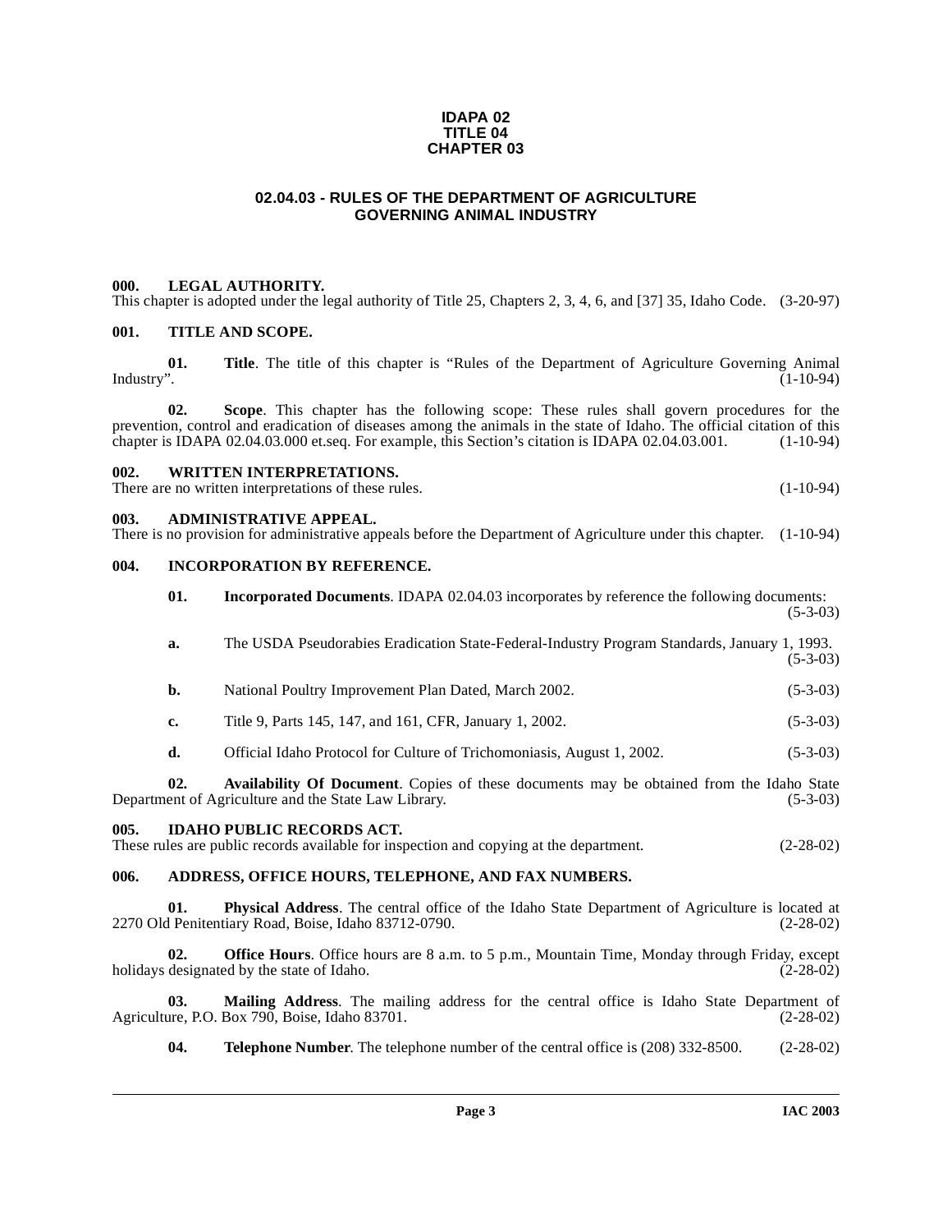**IDAPA 02**
**TITLE 04**
**CHAPTER 03**

# 02.04.03 - RULES OF THE DEPARTMENT OF AGRICULTURE GOVERNING ANIMAL INDUSTRY

### 000. LEGAL AUTHORITY.

This chapter is adopted under the legal authority of Title 25, Chapters 2, 3, 4, 6, and [37] 35, Idaho Code. (3-20-97)

### 001. TITLE AND SCOPE.

**01. Title**. The title of this chapter is "Rules of the Department of Agriculture Governing Animal Industry". (1-10-94)

**02. Scope**. This chapter has the following scope: These rules shall govern procedures for the prevention, control and eradication of diseases among the animals in the state of Idaho. The official citation of this chapter is IDAPA 02.04.03.000 et.seq. For example, this Section's citation is IDAPA 02.04.03.001. (1-10-94)

### 002. WRITTEN INTERPRETATIONS.

There are no written interpretations of these rules. (1-10-94)

### 003. ADMINISTRATIVE APPEAL.

There is no provision for administrative appeals before the Department of Agriculture under this chapter. (1-10-94)

### 004. INCORPORATION BY REFERENCE.

**01. Incorporated Documents**. IDAPA 02.04.03 incorporates by reference the following documents: (5-3-03)

**a.** The USDA Pseudorabies Eradication State-Federal-Industry Program Standards, January 1, 1993. (5-3-03)

**b.** National Poultry Improvement Plan Dated, March 2002. (5-3-03)

**c.** Title 9, Parts 145, 147, and 161, CFR, January 1, 2002. (5-3-03)

**d.** Official Idaho Protocol for Culture of Trichomoniasis, August 1, 2002. (5-3-03)

**02. Availability Of Document**. Copies of these documents may be obtained from the Idaho State Department of Agriculture and the State Law Library. (5-3-03)

### 005. IDAHO PUBLIC RECORDS ACT.

These rules are public records available for inspection and copying at the department. (2-28-02)

### 006. ADDRESS, OFFICE HOURS, TELEPHONE, AND FAX NUMBERS.

**01. Physical Address**. The central office of the Idaho State Department of Agriculture is located at 2270 Old Penitentiary Road, Boise, Idaho 83712-0790. (2-28-02)

**02. Office Hours**. Office hours are 8 a.m. to 5 p.m., Mountain Time, Monday through Friday, except holidays designated by the state of Idaho. (2-28-02)

**03. Mailing Address**. The mailing address for the central office is Idaho State Department of Agriculture, P.O. Box 790, Boise, Idaho 83701. (2-28-02)

**04. Telephone Number**. The telephone number of the central office is (208) 332-8500. (2-28-02)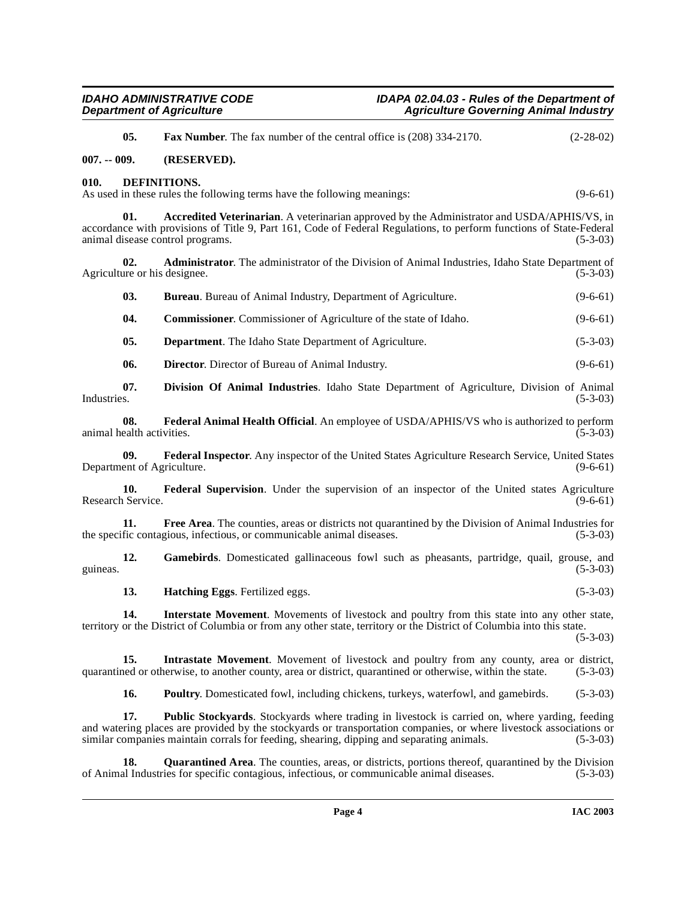**05. Fax Number**. The fax number of the central office is (208) 334-2170. (2-28-02)

## 007. -- 009. (RESERVED).

## 010. DEFINITIONS.

As used in these rules the following terms have the following meanings: (9-6-61)

**01. Accredited Veterinarian**. A veterinarian approved by the Administrator and USDA/APHIS/VS, in accordance with provisions of Title 9, Part 161, Code of Federal Regulations, to perform functions of State-Federal animal disease control programs. (5-3-03)

**02. Administrator**. The administrator of the Division of Animal Industries, Idaho State Department of Agriculture or his designee. (5-3-03)

**03. Bureau**. Bureau of Animal Industry, Department of Agriculture. (9-6-61)

**04. Commissioner**. Commissioner of Agriculture of the state of Idaho. (9-6-61)

**05. Department**. The Idaho State Department of Agriculture. (5-3-03)

**06. Director**. Director of Bureau of Animal Industry. (9-6-61)

**07. Division Of Animal Industries**. Idaho State Department of Agriculture, Division of Animal Industries. (5-3-03)

**08. Federal Animal Health Official**. An employee of USDA/APHIS/VS who is authorized to perform animal health activities. (5-3-03)

**09. Federal Inspector**. Any inspector of the United States Agriculture Research Service, United States Department of Agriculture. (9-6-61)

**10. Federal Supervision**. Under the supervision of an inspector of the United states Agriculture Research Service. (9-6-61)

**11. Free Area**. The counties, areas or districts not quarantined by the Division of Animal Industries for the specific contagious, infectious, or communicable animal diseases. (5-3-03)

**12. Gamebirds**. Domesticated gallinaceous fowl such as pheasants, partridge, quail, grouse, and guineas. (5-3-03)

**13. Hatching Eggs**. Fertilized eggs. (5-3-03)

**14. Interstate Movement**. Movements of livestock and poultry from this state into any other state, territory or the District of Columbia or from any other state, territory or the District of Columbia into this state. (5-3-03)

**15. Intrastate Movement**. Movement of livestock and poultry from any county, area or district, quarantined or otherwise, to another county, area or district, quarantined or otherwise, within the state. (5-3-03)

**16. Poultry**. Domesticated fowl, including chickens, turkeys, waterfowl, and gamebirds. (5-3-03)

**17. Public Stockyards**. Stockyards where trading in livestock is carried on, where yarding, feeding and watering places are provided by the stockyards or transportation companies, or where livestock associations or similar companies maintain corrals for feeding, shearing, dipping and separating animals. (5-3-03)

**18. Quarantined Area**. The counties, areas, or districts, portions thereof, quarantined by the Division of Animal Industries for specific contagious, infectious, or communicable animal diseases. (5-3-03)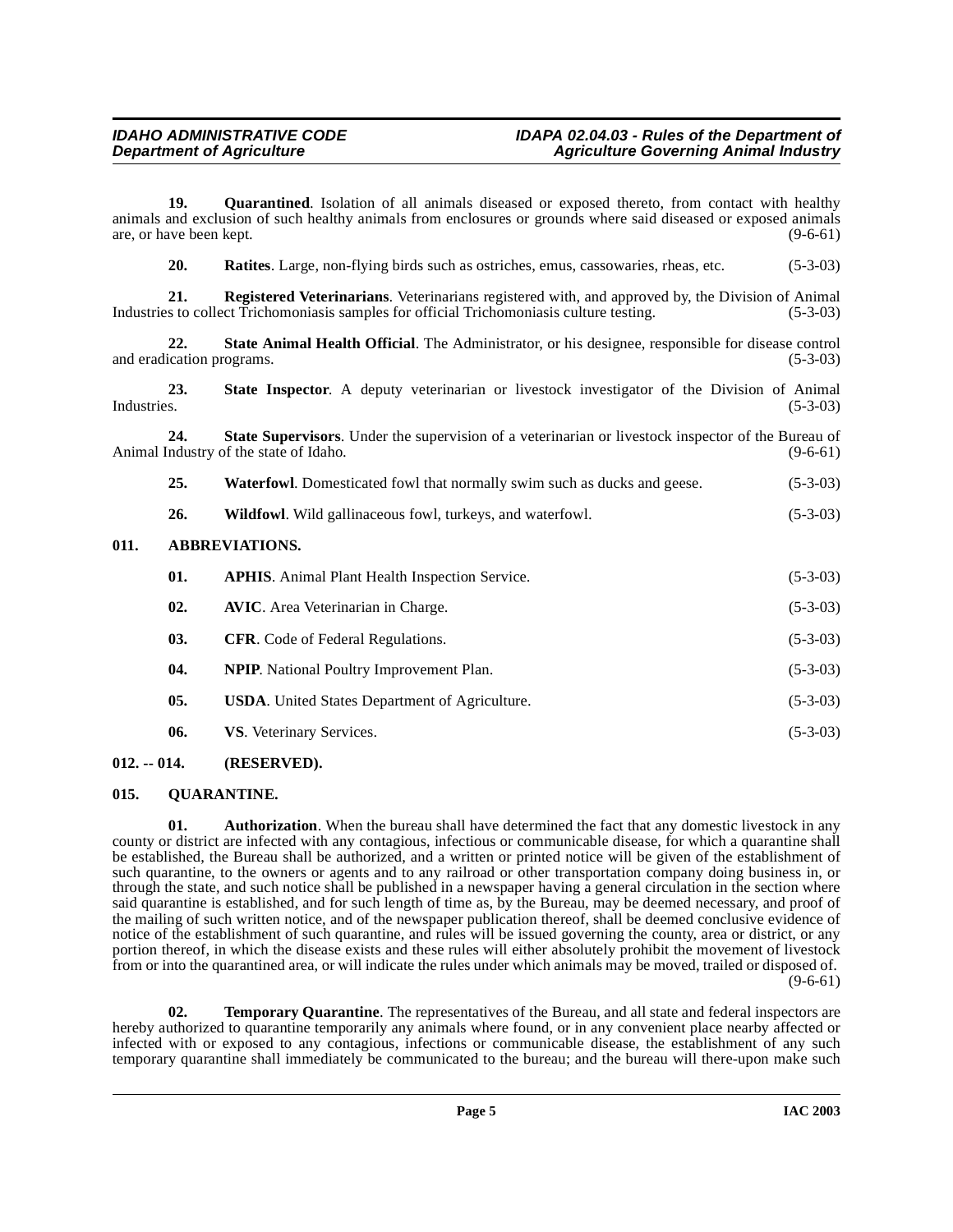**19. Quarantined**. Isolation of all animals diseased or exposed thereto, from contact with healthy animals and exclusion of such healthy animals from enclosures or grounds where said diseased or exposed animals are, or have been kept. (9-6-61)

**20. Ratites**. Large, non-flying birds such as ostriches, emus, cassowaries, rheas, etc. (5-3-03)

**21. Registered Veterinarians**. Veterinarians registered with, and approved by, the Division of Animal Industries to collect Trichomoniasis samples for official Trichomoniasis culture testing. (5-3-03)

**22. State Animal Health Official**. The Administrator, or his designee, responsible for disease control and eradication programs. (5-3-03)

**23. State Inspector**. A deputy veterinarian or livestock investigator of the Division of Animal Industries. (5-3-03)

**24. State Supervisors**. Under the supervision of a veterinarian or livestock inspector of the Bureau of Animal Industry of the state of Idaho. (9-6-61)

**25. Waterfowl**. Domesticated fowl that normally swim such as ducks and geese. (5-3-03)

**26. Wildfowl**. Wild gallinaceous fowl, turkeys, and waterfowl. (5-3-03)

## 011. ABBREVIATIONS.

**01. APHIS**. Animal Plant Health Inspection Service. (5-3-03)

**02. AVIC**. Area Veterinarian in Charge. (5-3-03)

**03. CFR**. Code of Federal Regulations. (5-3-03)

**04. NPIP**. National Poultry Improvement Plan. (5-3-03)

**05. USDA**. United States Department of Agriculture. (5-3-03)

**06. VS**. Veterinary Services. (5-3-03)

## 012. -- 014. (RESERVED).

## 015. QUARANTINE.

**01. Authorization**. When the bureau shall have determined the fact that any domestic livestock in any county or district are infected with any contagious, infectious or communicable disease, for which a quarantine shall be established, the Bureau shall be authorized, and a written or printed notice will be given of the establishment of such quarantine, to the owners or agents and to any railroad or other transportation company doing business in, or through the state, and such notice shall be published in a newspaper having a general circulation in the section where said quarantine is established, and for such length of time as, by the Bureau, may be deemed necessary, and proof of the mailing of such written notice, and of the newspaper publication thereof, shall be deemed conclusive evidence of notice of the establishment of such quarantine, and rules will be issued governing the county, area or district, or any portion thereof, in which the disease exists and these rules will either absolutely prohibit the movement of livestock from or into the quarantined area, or will indicate the rules under which animals may be moved, trailed or disposed of. (9-6-61)

**02. Temporary Quarantine**. The representatives of the Bureau, and all state and federal inspectors are hereby authorized to quarantine temporarily any animals where found, or in any convenient place nearby affected or infected with or exposed to any contagious, infections or communicable disease, the establishment of any such temporary quarantine shall immediately be communicated to the bureau; and the bureau will there-upon make such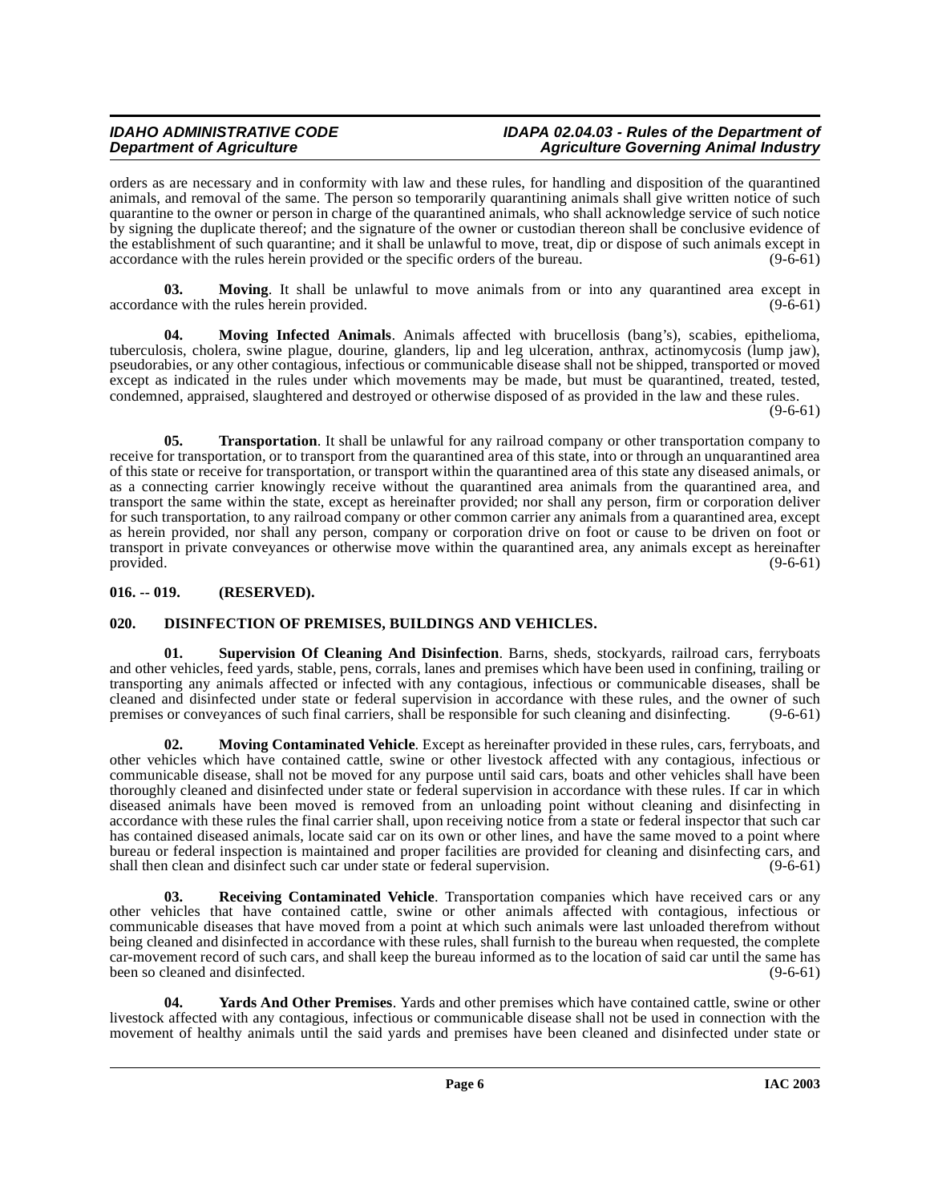orders as are necessary and in conformity with law and these rules, for handling and disposition of the quarantined animals, and removal of the same. The person so temporarily quarantining animals shall give written notice of such quarantine to the owner or person in charge of the quarantined animals, who shall acknowledge service of such notice by signing the duplicate thereof; and the signature of the owner or custodian thereon shall be conclusive evidence of the establishment of such quarantine; and it shall be unlawful to move, treat, dip or dispose of such animals except in accordance with the rules herein provided or the specific orders of the bureau. (9-6-61)

**03. Moving**. It shall be unlawful to move animals from or into any quarantined area except in accordance with the rules herein provided. (9-6-61)

**04. Moving Infected Animals**. Animals affected with brucellosis (bang's), scabies, epithelioma, tuberculosis, cholera, swine plague, dourine, glanders, lip and leg ulceration, anthrax, actinomycosis (lump jaw), pseudorabies, or any other contagious, infectious or communicable disease shall not be shipped, transported or moved except as indicated in the rules under which movements may be made, but must be quarantined, treated, tested, condemned, appraised, slaughtered and destroyed or otherwise disposed of as provided in the law and these rules. (9-6-61)

**05. Transportation**. It shall be unlawful for any railroad company or other transportation company to receive for transportation, or to transport from the quarantined area of this state, into or through an unquarantined area of this state or receive for transportation, or transport within the quarantined area of this state any diseased animals, or as a connecting carrier knowingly receive without the quarantined area animals from the quarantined area, and transport the same within the state, except as hereinafter provided; nor shall any person, firm or corporation deliver for such transportation, to any railroad company or other common carrier any animals from a quarantined area, except as herein provided, nor shall any person, company or corporation drive on foot or cause to be driven on foot or transport in private conveyances or otherwise move within the quarantined area, any animals except as hereinafter provided. (9-6-61)

## 016. -- 019. (RESERVED).

## 020. DISINFECTION OF PREMISES, BUILDINGS AND VEHICLES.

**01. Supervision Of Cleaning And Disinfection**. Barns, sheds, stockyards, railroad cars, ferryboats and other vehicles, feed yards, stable, pens, corrals, lanes and premises which have been used in confining, trailing or transporting any animals affected or infected with any contagious, infectious or communicable diseases, shall be cleaned and disinfected under state or federal supervision in accordance with these rules, and the owner of such premises or conveyances of such final carriers, shall be responsible for such cleaning and disinfecting. (9-6-61)

**02. Moving Contaminated Vehicle**. Except as hereinafter provided in these rules, cars, ferryboats, and other vehicles which have contained cattle, swine or other livestock affected with any contagious, infectious or communicable disease, shall not be moved for any purpose until said cars, boats and other vehicles shall have been thoroughly cleaned and disinfected under state or federal supervision in accordance with these rules. If car in which diseased animals have been moved is removed from an unloading point without cleaning and disinfecting in accordance with these rules the final carrier shall, upon receiving notice from a state or federal inspector that such car has contained diseased animals, locate said car on its own or other lines, and have the same moved to a point where bureau or federal inspection is maintained and proper facilities are provided for cleaning and disinfecting cars, and shall then clean and disinfect such car under state or federal supervision. (9-6-61)

**03. Receiving Contaminated Vehicle**. Transportation companies which have received cars or any other vehicles that have contained cattle, swine or other animals affected with contagious, infectious or communicable diseases that have moved from a point at which such animals were last unloaded therefrom without being cleaned and disinfected in accordance with these rules, shall furnish to the bureau when requested, the complete car-movement record of such cars, and shall keep the bureau informed as to the location of said car until the same has been so cleaned and disinfected. (9-6-61)

**04. Yards And Other Premises**. Yards and other premises which have contained cattle, swine or other livestock affected with any contagious, infectious or communicable disease shall not be used in connection with the movement of healthy animals until the said yards and premises have been cleaned and disinfected under state or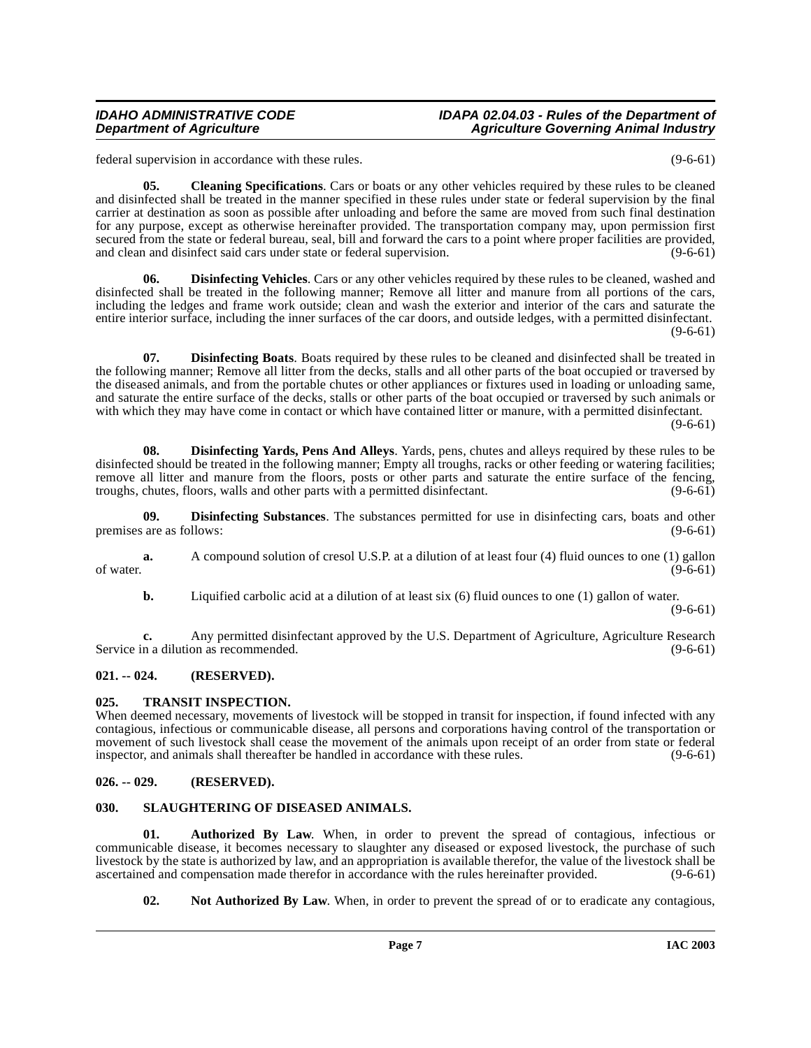federal supervision in accordance with these rules. (9-6-61)

**05. Cleaning Specifications**. Cars or boats or any other vehicles required by these rules to be cleaned and disinfected shall be treated in the manner specified in these rules under state or federal supervision by the final carrier at destination as soon as possible after unloading and before the same are moved from such final destination for any purpose, except as otherwise hereinafter provided. The transportation company may, upon permission first secured from the state or federal bureau, seal, bill and forward the cars to a point where proper facilities are provided, and clean and disinfect said cars under state or federal supervision. (9-6-61)

**06. Disinfecting Vehicles**. Cars or any other vehicles required by these rules to be cleaned, washed and disinfected shall be treated in the following manner; Remove all litter and manure from all portions of the cars, including the ledges and frame work outside; clean and wash the exterior and interior of the cars and saturate the entire interior surface, including the inner surfaces of the car doors, and outside ledges, with a permitted disinfectant. (9-6-61)

**07. Disinfecting Boats**. Boats required by these rules to be cleaned and disinfected shall be treated in the following manner; Remove all litter from the decks, stalls and all other parts of the boat occupied or traversed by the diseased animals, and from the portable chutes or other appliances or fixtures used in loading or unloading same, and saturate the entire surface of the decks, stalls or other parts of the boat occupied or traversed by such animals or with which they may have come in contact or which have contained litter or manure, with a permitted disinfectant. (9-6-61)

**08. Disinfecting Yards, Pens And Alleys**. Yards, pens, chutes and alleys required by these rules to be disinfected should be treated in the following manner; Empty all troughs, racks or other feeding or watering facilities; remove all litter and manure from the floors, posts or other parts and saturate the entire surface of the fencing, troughs, chutes, floors, walls and other parts with a permitted disinfectant. (9-6-61)

**09. Disinfecting Substances**. The substances permitted for use in disinfecting cars, boats and other premises are as follows: (9-6-61)

**a.** A compound solution of cresol U.S.P. at a dilution of at least four (4) fluid ounces to one (1) gallon of water. (9-6-61)

**b.** Liquified carbolic acid at a dilution of at least six (6) fluid ounces to one (1) gallon of water. (9-6-61)

**c.** Any permitted disinfectant approved by the U.S. Department of Agriculture, Agriculture Research Service in a dilution as recommended. (9-6-61)

## 021. -- 024. (RESERVED).

## 025. TRANSIT INSPECTION.

When deemed necessary, movements of livestock will be stopped in transit for inspection, if found infected with any contagious, infectious or communicable disease, all persons and corporations having control of the transportation or movement of such livestock shall cease the movement of the animals upon receipt of an order from state or federal inspector, and animals shall thereafter be handled in accordance with these rules. (9-6-61)

## 026. -- 029. (RESERVED).

## 030. SLAUGHTERING OF DISEASED ANIMALS.

**01. Authorized By Law**. When, in order to prevent the spread of contagious, infectious or communicable disease, it becomes necessary to slaughter any diseased or exposed livestock, the purchase of such livestock by the state is authorized by law, and an appropriation is available therefor, the value of the livestock shall be ascertained and compensation made therefor in accordance with the rules hereinafter provided. (9-6-61)

**02. Not Authorized By Law**. When, in order to prevent the spread of or to eradicate any contagious,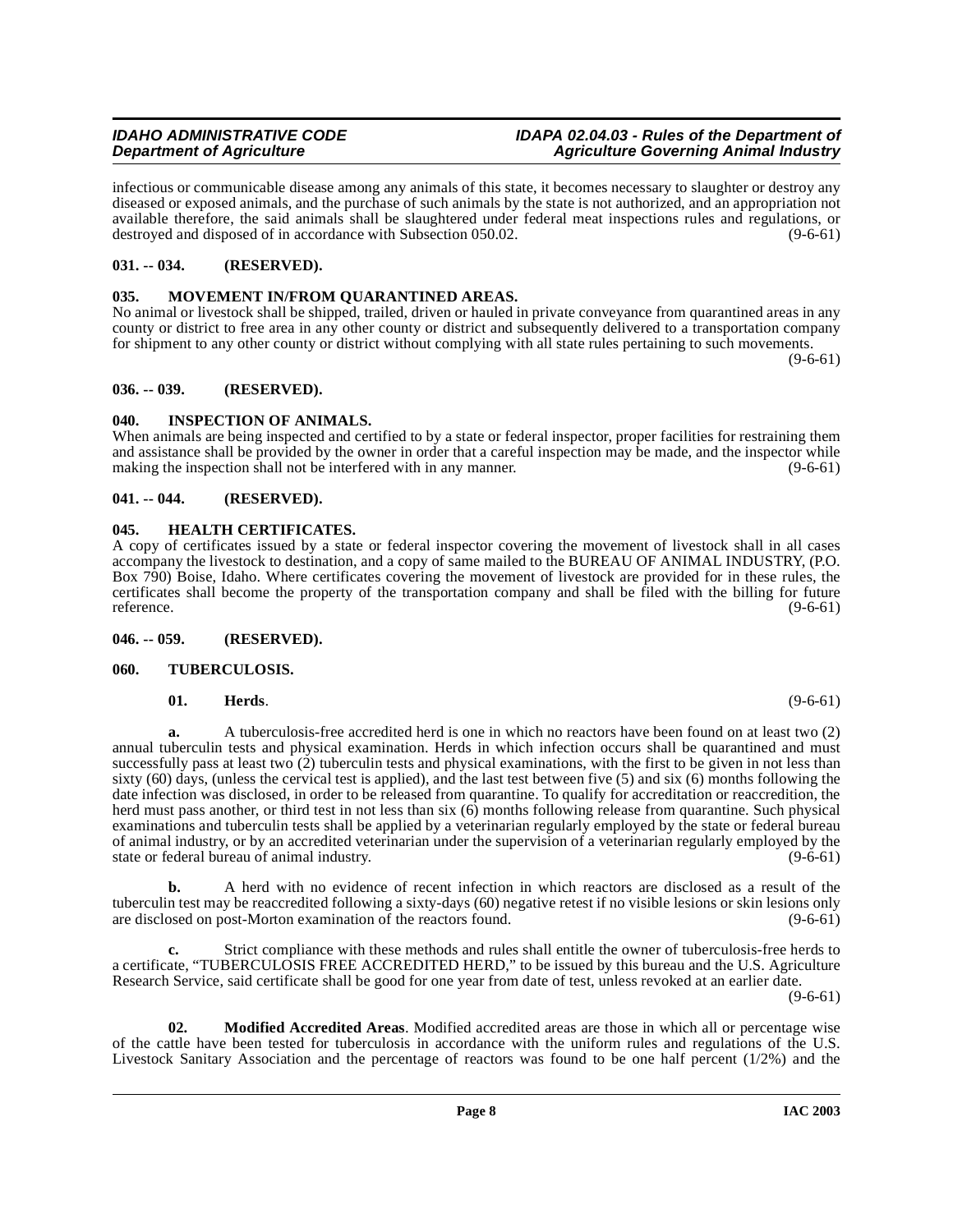infectious or communicable disease among any animals of this state, it becomes necessary to slaughter or destroy any diseased or exposed animals, and the purchase of such animals by the state is not authorized, and an appropriation not available therefore, the said animals shall be slaughtered under federal meat inspections rules and regulations, or destroyed and disposed of in accordance with Subsection 050.02. (9-6-61)

## 031. -- 034. (RESERVED).

## 035. MOVEMENT IN/FROM QUARANTINED AREAS.

No animal or livestock shall be shipped, trailed, driven or hauled in private conveyance from quarantined areas in any county or district to free area in any other county or district and subsequently delivered to a transportation company for shipment to any other county or district without complying with all state rules pertaining to such movements. (9-6-61)

## 036. -- 039. (RESERVED).

## 040. INSPECTION OF ANIMALS.

When animals are being inspected and certified to by a state or federal inspector, proper facilities for restraining them and assistance shall be provided by the owner in order that a careful inspection may be made, and the inspector while making the inspection shall not be interfered with in any manner. (9-6-61)

## 041. -- 044. (RESERVED).

## 045. HEALTH CERTIFICATES.

A copy of certificates issued by a state or federal inspector covering the movement of livestock shall in all cases accompany the livestock to destination, and a copy of same mailed to the BUREAU OF ANIMAL INDUSTRY, (P.O. Box 790) Boise, Idaho. Where certificates covering the movement of livestock are provided for in these rules, the certificates shall become the property of the transportation company and shall be filed with the billing for future reference. (9-6-61)

## 046. -- 059. (RESERVED).

## 060. TUBERCULOSIS.

**01. Herds**. (9-6-61)

**a.** A tuberculosis-free accredited herd is one in which no reactors have been found on at least two (2) annual tuberculin tests and physical examination. Herds in which infection occurs shall be quarantined and must successfully pass at least two (2) tuberculin tests and physical examinations, with the first to be given in not less than sixty (60) days, (unless the cervical test is applied), and the last test between five (5) and six (6) months following the date infection was disclosed, in order to be released from quarantine. To qualify for accreditation or reaccredition, the herd must pass another, or third test in not less than six (6) months following release from quarantine. Such physical examinations and tuberculin tests shall be applied by a veterinarian regularly employed by the state or federal bureau of animal industry, or by an accredited veterinarian under the supervision of a veterinarian regularly employed by the state or federal bureau of animal industry. (9-6-61)

**b.** A herd with no evidence of recent infection in which reactors are disclosed as a result of the tuberculin test may be reaccredited following a sixty-days (60) negative retest if no visible lesions or skin lesions only are disclosed on post-Morton examination of the reactors found. (9-6-61)

**c.** Strict compliance with these methods and rules shall entitle the owner of tuberculosis-free herds to a certificate, "TUBERCULOSIS FREE ACCREDITED HERD," to be issued by this bureau and the U.S. Agriculture Research Service, said certificate shall be good for one year from date of test, unless revoked at an earlier date. (9-6-61)

**02. Modified Accredited Areas**. Modified accredited areas are those in which all or percentage wise of the cattle have been tested for tuberculosis in accordance with the uniform rules and regulations of the U.S. Livestock Sanitary Association and the percentage of reactors was found to be one half percent (1/2%) and the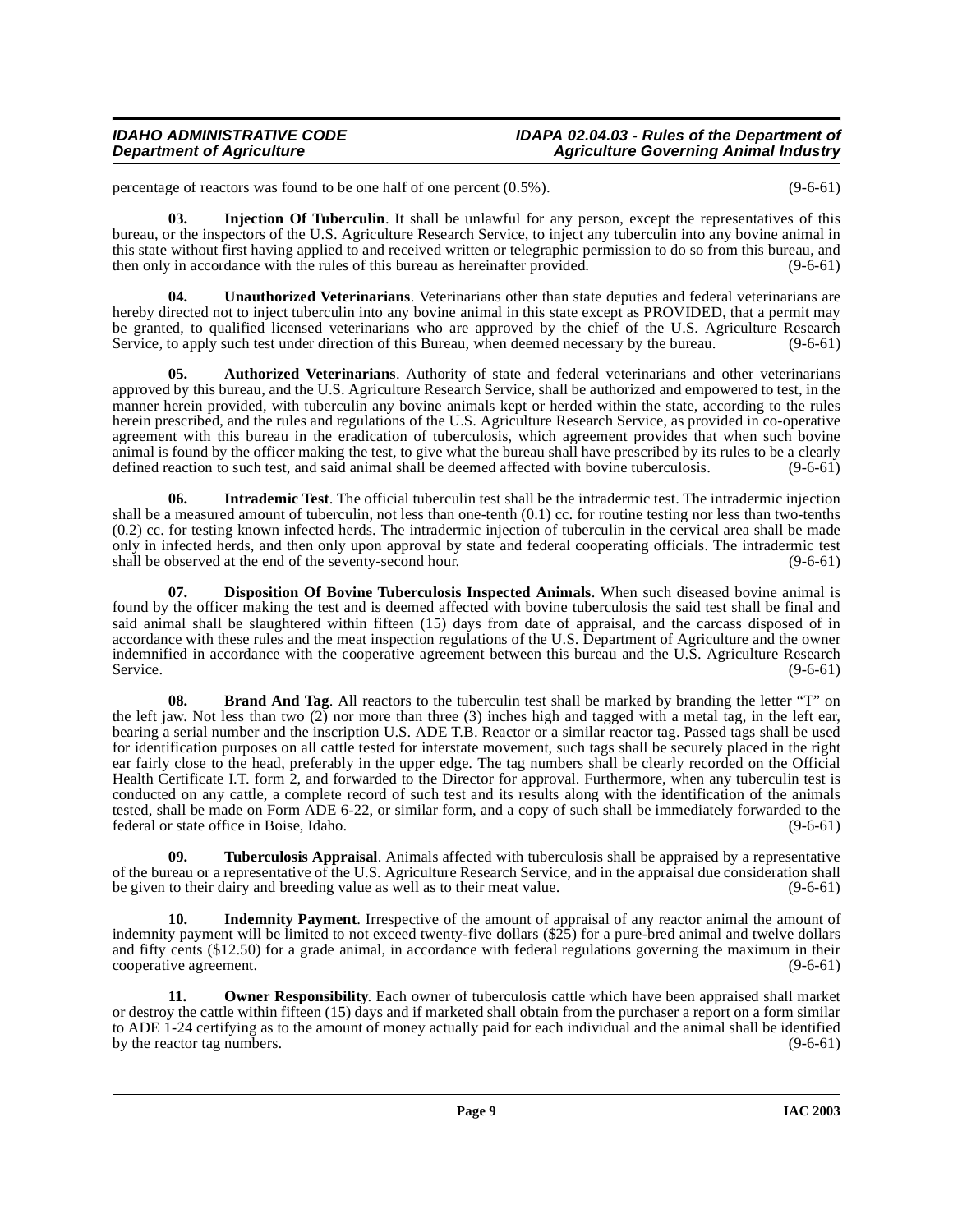percentage of reactors was found to be one half of one percent (0.5%). (9-6-61)

**03. Injection Of Tuberculin**. It shall be unlawful for any person, except the representatives of this bureau, or the inspectors of the U.S. Agriculture Research Service, to inject any tuberculin into any bovine animal in this state without first having applied to and received written or telegraphic permission to do so from this bureau, and then only in accordance with the rules of this bureau as hereinafter provided. (9-6-61)

**04. Unauthorized Veterinarians**. Veterinarians other than state deputies and federal veterinarians are hereby directed not to inject tuberculin into any bovine animal in this state except as PROVIDED, that a permit may be granted, to qualified licensed veterinarians who are approved by the chief of the U.S. Agriculture Research Service, to apply such test under direction of this Bureau, when deemed necessary by the bureau. (9-6-61)

**05. Authorized Veterinarians**. Authority of state and federal veterinarians and other veterinarians approved by this bureau, and the U.S. Agriculture Research Service, shall be authorized and empowered to test, in the manner herein provided, with tuberculin any bovine animals kept or herded within the state, according to the rules herein prescribed, and the rules and regulations of the U.S. Agriculture Research Service, as provided in co-operative agreement with this bureau in the eradication of tuberculosis, which agreement provides that when such bovine animal is found by the officer making the test, to give what the bureau shall have prescribed by its rules to be a clearly defined reaction to such test, and said animal shall be deemed affected with bovine tuberculosis. (9-6-61)

**06. Intrademic Test**. The official tuberculin test shall be the intradermic test. The intradermic injection shall be a measured amount of tuberculin, not less than one-tenth (0.1) cc. for routine testing nor less than two-tenths (0.2) cc. for testing known infected herds. The intradermic injection of tuberculin in the cervical area shall be made only in infected herds, and then only upon approval by state and federal cooperating officials. The intradermic test shall be observed at the end of the seventy-second hour. (9-6-61)

**07. Disposition Of Bovine Tuberculosis Inspected Animals**. When such diseased bovine animal is found by the officer making the test and is deemed affected with bovine tuberculosis the said test shall be final and said animal shall be slaughtered within fifteen (15) days from date of appraisal, and the carcass disposed of in accordance with these rules and the meat inspection regulations of the U.S. Department of Agriculture and the owner indemnified in accordance with the cooperative agreement between this bureau and the U.S. Agriculture Research Service. (9-6-61)

**08. Brand And Tag**. All reactors to the tuberculin test shall be marked by branding the letter "T" on the left jaw. Not less than two (2) nor more than three (3) inches high and tagged with a metal tag, in the left ear, bearing a serial number and the inscription U.S. ADE T.B. Reactor or a similar reactor tag. Passed tags shall be used for identification purposes on all cattle tested for interstate movement, such tags shall be securely placed in the right ear fairly close to the head, preferably in the upper edge. The tag numbers shall be clearly recorded on the Official Health Certificate I.T. form 2, and forwarded to the Director for approval. Furthermore, when any tuberculin test is conducted on any cattle, a complete record of such test and its results along with the identification of the animals tested, shall be made on Form ADE 6-22, or similar form, and a copy of such shall be immediately forwarded to the federal or state office in Boise, Idaho. (9-6-61)

**09. Tuberculosis Appraisal**. Animals affected with tuberculosis shall be appraised by a representative of the bureau or a representative of the U.S. Agriculture Research Service, and in the appraisal due consideration shall be given to their dairy and breeding value as well as to their meat value. (9-6-61)

**10. Indemnity Payment**. Irrespective of the amount of appraisal of any reactor animal the amount of indemnity payment will be limited to not exceed twenty-five dollars ($25) for a pure-bred animal and twelve dollars and fifty cents ($12.50) for a grade animal, in accordance with federal regulations governing the maximum in their cooperative agreement. (9-6-61)

**11. Owner Responsibility**. Each owner of tuberculosis cattle which have been appraised shall market or destroy the cattle within fifteen (15) days and if marketed shall obtain from the purchaser a report on a form similar to ADE 1-24 certifying as to the amount of money actually paid for each individual and the animal shall be identified by the reactor tag numbers. (9-6-61)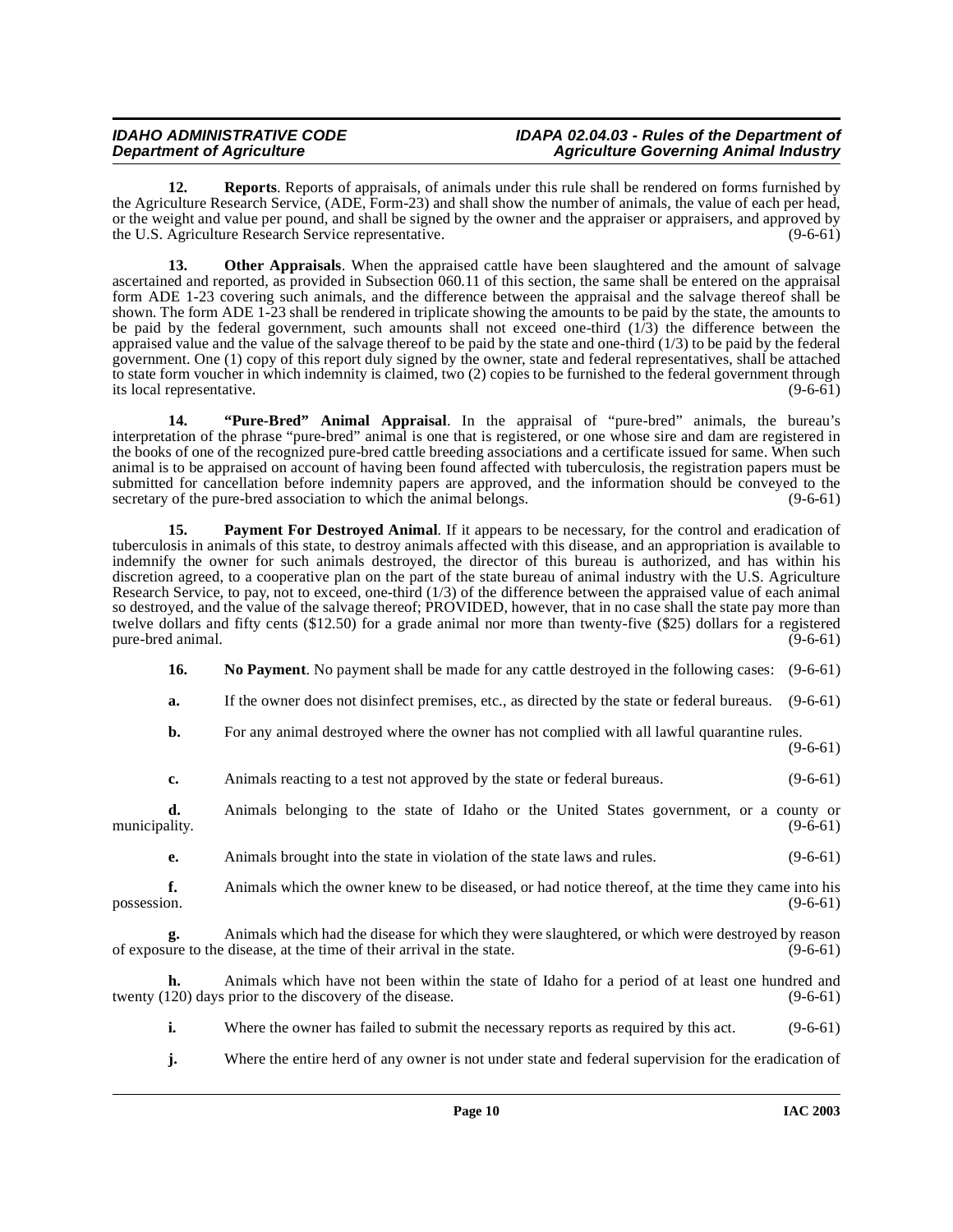**12. Reports**. Reports of appraisals, of animals under this rule shall be rendered on forms furnished by the Agriculture Research Service, (ADE, Form-23) and shall show the number of animals, the value of each per head, or the weight and value per pound, and shall be signed by the owner and the appraiser or appraisers, and approved by the U.S. Agriculture Research Service representative. (9-6-61)

**13. Other Appraisals**. When the appraised cattle have been slaughtered and the amount of salvage ascertained and reported, as provided in Subsection 060.11 of this section, the same shall be entered on the appraisal form ADE 1-23 covering such animals, and the difference between the appraisal and the salvage thereof shall be shown. The form ADE 1-23 shall be rendered in triplicate showing the amounts to be paid by the state, the amounts to be paid by the federal government, such amounts shall not exceed one-third (1/3) the difference between the appraised value and the value of the salvage thereof to be paid by the state and one-third (1/3) to be paid by the federal government. One (1) copy of this report duly signed by the owner, state and federal representatives, shall be attached to state form voucher in which indemnity is claimed, two (2) copies to be furnished to the federal government through its local representative. (9-6-61)

**14. "Pure-Bred" Animal Appraisal**. In the appraisal of "pure-bred" animals, the bureau's interpretation of the phrase "pure-bred" animal is one that is registered, or one whose sire and dam are registered in the books of one of the recognized pure-bred cattle breeding associations and a certificate issued for same. When such animal is to be appraised on account of having been found affected with tuberculosis, the registration papers must be submitted for cancellation before indemnity papers are approved, and the information should be conveyed to the secretary of the pure-bred association to which the animal belongs. (9-6-61)

**15. Payment For Destroyed Animal**. If it appears to be necessary, for the control and eradication of tuberculosis in animals of this state, to destroy animals affected with this disease, and an appropriation is available to indemnify the owner for such animals destroyed, the director of this bureau is authorized, and has within his discretion agreed, to a cooperative plan on the part of the state bureau of animal industry with the U.S. Agriculture Research Service, to pay, not to exceed, one-third (1/3) of the difference between the appraised value of each animal so destroyed, and the value of the salvage thereof; PROVIDED, however, that in no case shall the state pay more than twelve dollars and fifty cents ($12.50) for a grade animal nor more than twenty-five ($25) dollars for a registered pure-bred animal. (9-6-61)

**16. No Payment**. No payment shall be made for any cattle destroyed in the following cases: (9-6-61)

**a.** If the owner does not disinfect premises, etc., as directed by the state or federal bureaus. (9-6-61)

**b.** For any animal destroyed where the owner has not complied with all lawful quarantine rules. (9-6-61)

**c.** Animals reacting to a test not approved by the state or federal bureaus. (9-6-61)

**d.** Animals belonging to the state of Idaho or the United States government, or a county or municipality. (9-6-61)

**e.** Animals brought into the state in violation of the state laws and rules. (9-6-61)

**f.** Animals which the owner knew to be diseased, or had notice thereof, at the time they came into his possession. (9-6-61)

**g.** Animals which had the disease for which they were slaughtered, or which were destroyed by reason of exposure to the disease, at the time of their arrival in the state. (9-6-61)

**h.** Animals which have not been within the state of Idaho for a period of at least one hundred and twenty (120) days prior to the discovery of the disease. (9-6-61)

**i.** Where the owner has failed to submit the necessary reports as required by this act. (9-6-61)

**j.** Where the entire herd of any owner is not under state and federal supervision for the eradication of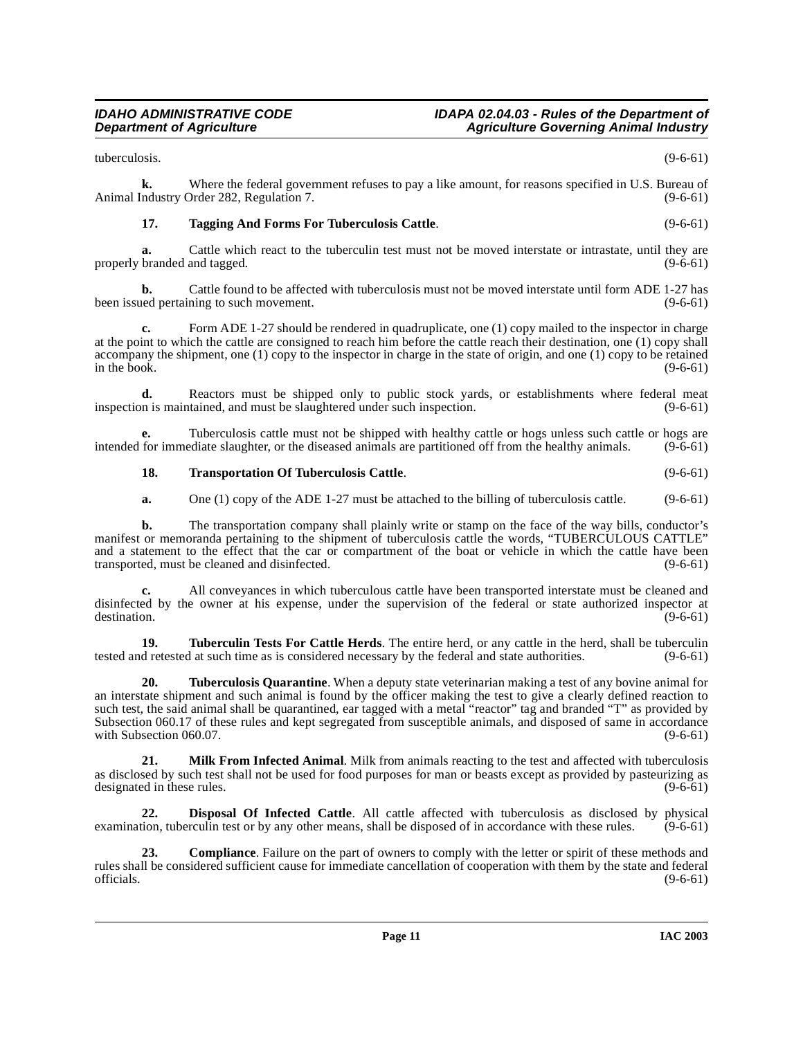tuberculosis. (9-6-61)

**k.** Where the federal government refuses to pay a like amount, for reasons specified in U.S. Bureau of Animal Industry Order 282, Regulation 7. (9-6-61)

**17. Tagging And Forms For Tuberculosis Cattle**. (9-6-61)

**a.** Cattle which react to the tuberculin test must not be moved interstate or intrastate, until they are properly branded and tagged. (9-6-61)

**b.** Cattle found to be affected with tuberculosis must not be moved interstate until form ADE 1-27 has been issued pertaining to such movement. (9-6-61)

**c.** Form ADE 1-27 should be rendered in quadruplicate, one (1) copy mailed to the inspector in charge at the point to which the cattle are consigned to reach him before the cattle reach their destination, one (1) copy shall accompany the shipment, one (1) copy to the inspector in charge in the state of origin, and one (1) copy to be retained in the book. (9-6-61)

**d.** Reactors must be shipped only to public stock yards, or establishments where federal meat inspection is maintained, and must be slaughtered under such inspection. (9-6-61)

**e.** Tuberculosis cattle must not be shipped with healthy cattle or hogs unless such cattle or hogs are intended for immediate slaughter, or the diseased animals are partitioned off from the healthy animals. (9-6-61)

**18. Transportation Of Tuberculosis Cattle**. (9-6-61)

**a.** One (1) copy of the ADE 1-27 must be attached to the billing of tuberculosis cattle. (9-6-61)

**b.** The transportation company shall plainly write or stamp on the face of the way bills, conductor's manifest or memoranda pertaining to the shipment of tuberculosis cattle the words, "TUBERCULOUS CATTLE" and a statement to the effect that the car or compartment of the boat or vehicle in which the cattle have been transported, must be cleaned and disinfected. (9-6-61)

**c.** All conveyances in which tuberculous cattle have been transported interstate must be cleaned and disinfected by the owner at his expense, under the supervision of the federal or state authorized inspector at destination. (9-6-61)

**19. Tuberculin Tests For Cattle Herds**. The entire herd, or any cattle in the herd, shall be tuberculin tested and retested at such time as is considered necessary by the federal and state authorities. (9-6-61)

**20. Tuberculosis Quarantine**. When a deputy state veterinarian making a test of any bovine animal for an interstate shipment and such animal is found by the officer making the test to give a clearly defined reaction to such test, the said animal shall be quarantined, ear tagged with a metal "reactor" tag and branded "T" as provided by Subsection 060.17 of these rules and kept segregated from susceptible animals, and disposed of same in accordance with Subsection 060.07. (9-6-61)

**21. Milk From Infected Animal**. Milk from animals reacting to the test and affected with tuberculosis as disclosed by such test shall not be used for food purposes for man or beasts except as provided by pasteurizing as designated in these rules. (9-6-61)

**22. Disposal Of Infected Cattle**. All cattle affected with tuberculosis as disclosed by physical examination, tuberculin test or by any other means, shall be disposed of in accordance with these rules. (9-6-61)

**23. Compliance**. Failure on the part of owners to comply with the letter or spirit of these methods and rules shall be considered sufficient cause for immediate cancellation of cooperation with them by the state and federal officials. (9-6-61)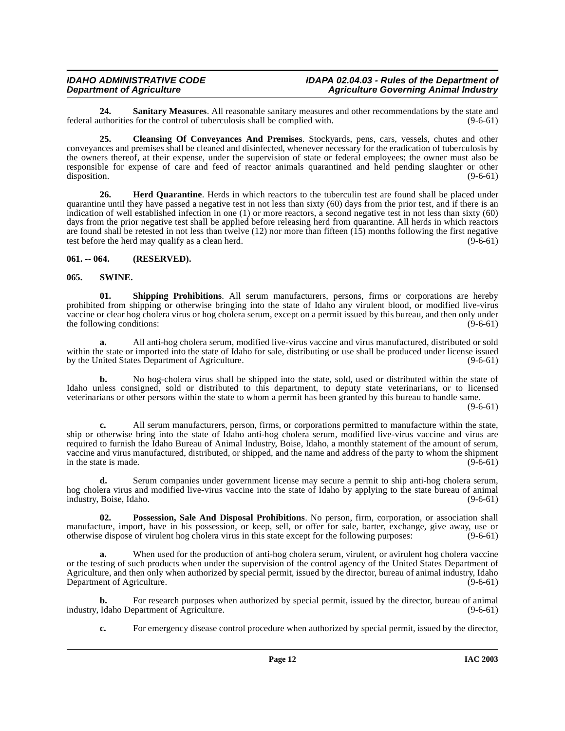**24. Sanitary Measures**. All reasonable sanitary measures and other recommendations by the state and federal authorities for the control of tuberculosis shall be complied with. (9-6-61)

**25. Cleansing Of Conveyances And Premises**. Stockyards, pens, cars, vessels, chutes and other conveyances and premises shall be cleaned and disinfected, whenever necessary for the eradication of tuberculosis by the owners thereof, at their expense, under the supervision of state or federal employees; the owner must also be responsible for expense of care and feed of reactor animals quarantined and held pending slaughter or other disposition. (9-6-61)

**26. Herd Quarantine**. Herds in which reactors to the tuberculin test are found shall be placed under quarantine until they have passed a negative test in not less than sixty (60) days from the prior test, and if there is an indication of well established infection in one (1) or more reactors, a second negative test in not less than sixty (60) days from the prior negative test shall be applied before releasing herd from quarantine. All herds in which reactors are found shall be retested in not less than twelve (12) nor more than fifteen (15) months following the first negative test before the herd may qualify as a clean herd. (9-6-61)

## 061. -- 064. (RESERVED).

## 065. SWINE.

**01. Shipping Prohibitions**. All serum manufacturers, persons, firms or corporations are hereby prohibited from shipping or otherwise bringing into the state of Idaho any virulent blood, or modified live-virus vaccine or clear hog cholera virus or hog cholera serum, except on a permit issued by this bureau, and then only under the following conditions: (9-6-61)

**a.** All anti-hog cholera serum, modified live-virus vaccine and virus manufactured, distributed or sold within the state or imported into the state of Idaho for sale, distributing or use shall be produced under license issued by the United States Department of Agriculture. (9-6-61)

**b.** No hog-cholera virus shall be shipped into the state, sold, used or distributed within the state of Idaho unless consigned, sold or distributed to this department, to deputy state veterinarians, or to licensed veterinarians or other persons within the state to whom a permit has been granted by this bureau to handle same. (9-6-61)

**c.** All serum manufacturers, person, firms, or corporations permitted to manufacture within the state, ship or otherwise bring into the state of Idaho anti-hog cholera serum, modified live-virus vaccine and virus are required to furnish the Idaho Bureau of Animal Industry, Boise, Idaho, a monthly statement of the amount of serum, vaccine and virus manufactured, distributed, or shipped, and the name and address of the party to whom the shipment in the state is made. (9-6-61)

**d.** Serum companies under government license may secure a permit to ship anti-hog cholera serum, hog cholera virus and modified live-virus vaccine into the state of Idaho by applying to the state bureau of animal industry, Boise, Idaho. (9-6-61)

**02. Possession, Sale And Disposal Prohibitions**. No person, firm, corporation, or association shall manufacture, import, have in his possession, or keep, sell, or offer for sale, barter, exchange, give away, use or otherwise dispose of virulent hog cholera virus in this state except for the following purposes: (9-6-61)

**a.** When used for the production of anti-hog cholera serum, virulent, or avirulent hog cholera vaccine or the testing of such products when under the supervision of the control agency of the United States Department of Agriculture, and then only when authorized by special permit, issued by the director, bureau of animal industry, Idaho Department of Agriculture. (9-6-61)

**b.** For research purposes when authorized by special permit, issued by the director, bureau of animal industry, Idaho Department of Agriculture. (9-6-61)

**c.** For emergency disease control procedure when authorized by special permit, issued by the director,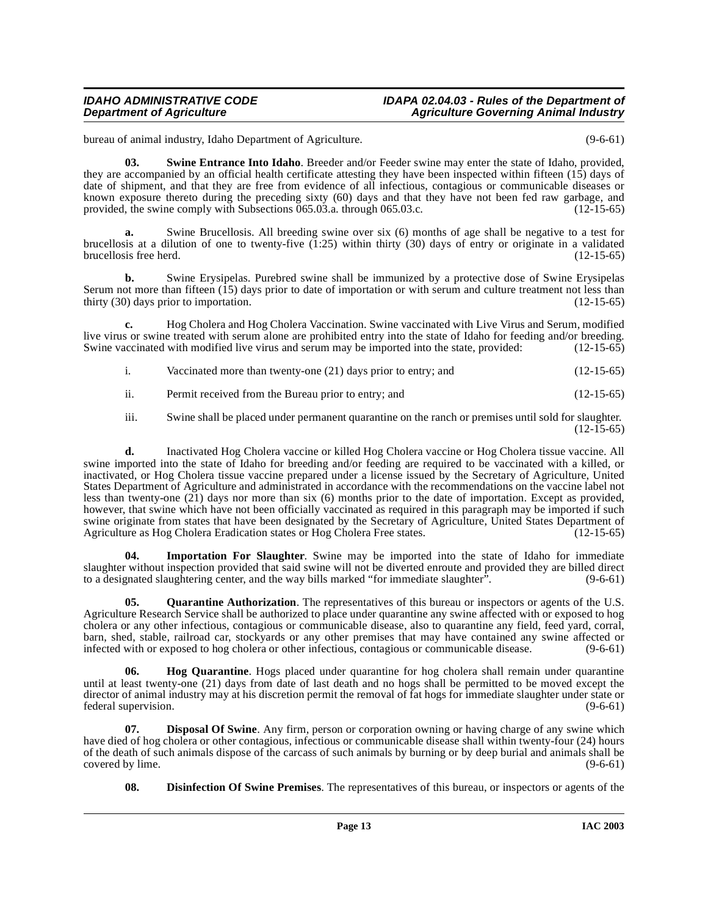bureau of animal industry, Idaho Department of Agriculture. (9-6-61)

**03. Swine Entrance Into Idaho**. Breeder and/or Feeder swine may enter the state of Idaho, provided, they are accompanied by an official health certificate attesting they have been inspected within fifteen (15) days of date of shipment, and that they are free from evidence of all infectious, contagious or communicable diseases or known exposure thereto during the preceding sixty (60) days and that they have not been fed raw garbage, and provided, the swine comply with Subsections 065.03.a. through 065.03.c. (12-15-65)

**a.** Swine Brucellosis. All breeding swine over six (6) months of age shall be negative to a test for brucellosis at a dilution of one to twenty-five (1:25) within thirty (30) days of entry or originate in a validated brucellosis free herd. (12-15-65)

**b.** Swine Erysipelas. Purebred swine shall be immunized by a protective dose of Swine Erysipelas Serum not more than fifteen (15) days prior to date of importation or with serum and culture treatment not less than thirty (30) days prior to importation. (12-15-65)

**c.** Hog Cholera and Hog Cholera Vaccination. Swine vaccinated with Live Virus and Serum, modified live virus or swine treated with serum alone are prohibited entry into the state of Idaho for feeding and/or breeding. Swine vaccinated with modified live virus and serum may be imported into the state, provided: (12-15-65)

i. Vaccinated more than twenty-one (21) days prior to entry; and (12-15-65)

ii. Permit received from the Bureau prior to entry; and (12-15-65)

iii. Swine shall be placed under permanent quarantine on the ranch or premises until sold for slaughter. (12-15-65)

**d.** Inactivated Hog Cholera vaccine or killed Hog Cholera vaccine or Hog Cholera tissue vaccine. All swine imported into the state of Idaho for breeding and/or feeding are required to be vaccinated with a killed, or inactivated, or Hog Cholera tissue vaccine prepared under a license issued by the Secretary of Agriculture, United States Department of Agriculture and administrated in accordance with the recommendations on the vaccine label not less than twenty-one (21) days nor more than six (6) months prior to the date of importation. Except as provided, however, that swine which have not been officially vaccinated as required in this paragraph may be imported if such swine originate from states that have been designated by the Secretary of Agriculture, United States Department of Agriculture as Hog Cholera Eradication states or Hog Cholera Free states. (12-15-65)

**04. Importation For Slaughter**. Swine may be imported into the state of Idaho for immediate slaughter without inspection provided that said swine will not be diverted enroute and provided they are billed direct to a designated slaughtering center, and the way bills marked "for immediate slaughter". (9-6-61)

**05. Quarantine Authorization**. The representatives of this bureau or inspectors or agents of the U.S. Agriculture Research Service shall be authorized to place under quarantine any swine affected with or exposed to hog cholera or any other infectious, contagious or communicable disease, also to quarantine any field, feed yard, corral, barn, shed, stable, railroad car, stockyards or any other premises that may have contained any swine affected or infected with or exposed to hog cholera or other infectious, contagious or communicable disease. (9-6-61)

**06. Hog Quarantine**. Hogs placed under quarantine for hog cholera shall remain under quarantine until at least twenty-one (21) days from date of last death and no hogs shall be permitted to be moved except the director of animal industry may at his discretion permit the removal of fat hogs for immediate slaughter under state or federal supervision. (9-6-61)

**07. Disposal Of Swine**. Any firm, person or corporation owning or having charge of any swine which have died of hog cholera or other contagious, infectious or communicable disease shall within twenty-four (24) hours of the death of such animals dispose of the carcass of such animals by burning or by deep burial and animals shall be covered by lime. (9-6-61)

**08. Disinfection Of Swine Premises**. The representatives of this bureau, or inspectors or agents of the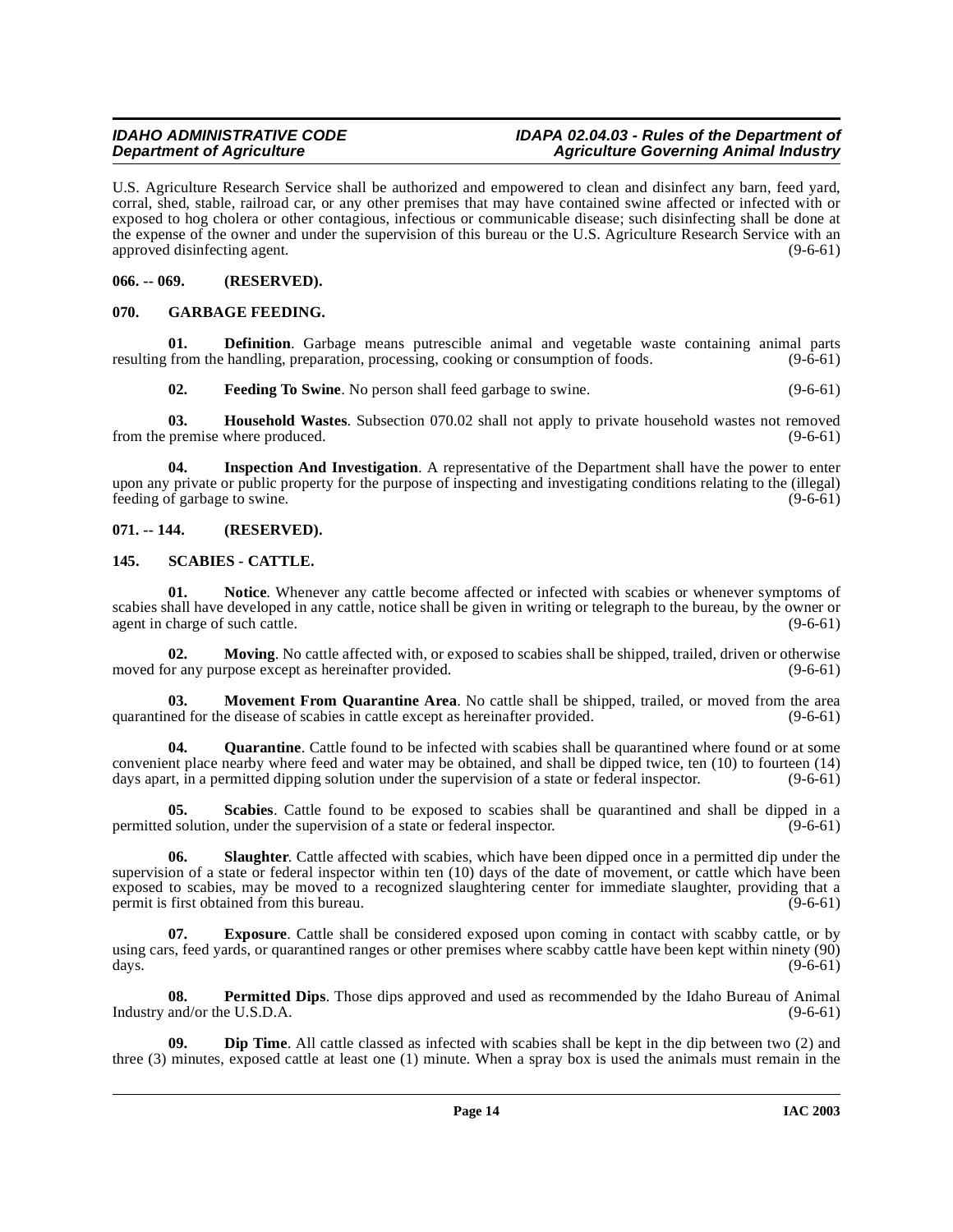U.S. Agriculture Research Service shall be authorized and empowered to clean and disinfect any barn, feed yard, corral, shed, stable, railroad car, or any other premises that may have contained swine affected or infected with or exposed to hog cholera or other contagious, infectious or communicable disease; such disinfecting shall be done at the expense of the owner and under the supervision of this bureau or the U.S. Agriculture Research Service with an approved disinfecting agent. (9-6-61)

**066. -- 069. (RESERVED).**

**070. GARBAGE FEEDING.**

**01. Definition**. Garbage means putrescible animal and vegetable waste containing animal parts resulting from the handling, preparation, processing, cooking or consumption of foods. (9-6-61)

**02. Feeding To Swine**. No person shall feed garbage to swine. (9-6-61)

**03. Household Wastes**. Subsection 070.02 shall not apply to private household wastes not removed from the premise where produced. (9-6-61)

**04. Inspection And Investigation**. A representative of the Department shall have the power to enter upon any private or public property for the purpose of inspecting and investigating conditions relating to the (illegal) feeding of garbage to swine. (9-6-61)

**071. -- 144. (RESERVED).**

**145. SCABIES - CATTLE.**

**01. Notice**. Whenever any cattle become affected or infected with scabies or whenever symptoms of scabies shall have developed in any cattle, notice shall be given in writing or telegraph to the bureau, by the owner or agent in charge of such cattle. (9-6-61)

**02. Moving**. No cattle affected with, or exposed to scabies shall be shipped, trailed, driven or otherwise moved for any purpose except as hereinafter provided. (9-6-61)

**03. Movement From Quarantine Area**. No cattle shall be shipped, trailed, or moved from the area quarantined for the disease of scabies in cattle except as hereinafter provided. (9-6-61)

**04. Quarantine**. Cattle found to be infected with scabies shall be quarantined where found or at some convenient place nearby where feed and water may be obtained, and shall be dipped twice, ten (10) to fourteen (14) days apart, in a permitted dipping solution under the supervision of a state or federal inspector. (9-6-61)

**05. Scabies**. Cattle found to be exposed to scabies shall be quarantined and shall be dipped in a permitted solution, under the supervision of a state or federal inspector. (9-6-61)

**06. Slaughter**. Cattle affected with scabies, which have been dipped once in a permitted dip under the supervision of a state or federal inspector within ten (10) days of the date of movement, or cattle which have been exposed to scabies, may be moved to a recognized slaughtering center for immediate slaughter, providing that a permit is first obtained from this bureau. (9-6-61)

**07. Exposure**. Cattle shall be considered exposed upon coming in contact with scabby cattle, or by using cars, feed yards, or quarantined ranges or other premises where scabby cattle have been kept within ninety (90) days. (9-6-61)

**08. Permitted Dips**. Those dips approved and used as recommended by the Idaho Bureau of Animal Industry and/or the U.S.D.A. (9-6-61)

**09. Dip Time**. All cattle classed as infected with scabies shall be kept in the dip between two (2) and three (3) minutes, exposed cattle at least one (1) minute. When a spray box is used the animals must remain in the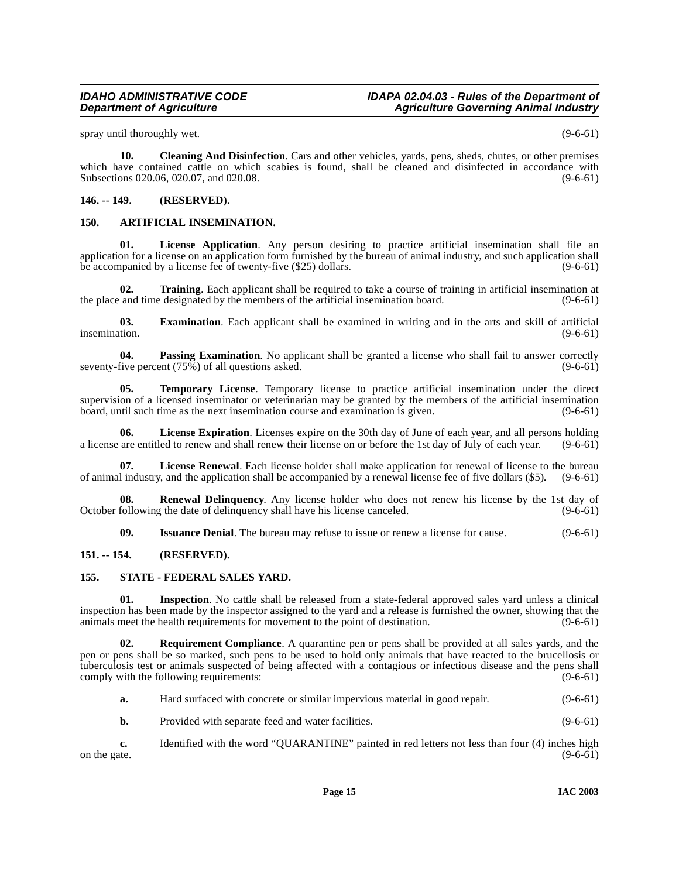spray until thoroughly wet. (9-6-61)

**10. Cleaning And Disinfection**. Cars and other vehicles, yards, pens, sheds, chutes, or other premises which have contained cattle on which scabies is found, shall be cleaned and disinfected in accordance with Subsections 020.06, 020.07, and 020.08. (9-6-61)

## 146. -- 149. (RESERVED).

## 150. ARTIFICIAL INSEMINATION.

**01. License Application**. Any person desiring to practice artificial insemination shall file an application for a license on an application form furnished by the bureau of animal industry, and such application shall be accompanied by a license fee of twenty-five ($25) dollars. (9-6-61)

**02. Training**. Each applicant shall be required to take a course of training in artificial insemination at the place and time designated by the members of the artificial insemination board. (9-6-61)

**03. Examination**. Each applicant shall be examined in writing and in the arts and skill of artificial insemination. (9-6-61)

**04. Passing Examination**. No applicant shall be granted a license who shall fail to answer correctly seventy-five percent (75%) of all questions asked. (9-6-61)

**05. Temporary License**. Temporary license to practice artificial insemination under the direct supervision of a licensed inseminator or veterinarian may be granted by the members of the artificial insemination board, until such time as the next insemination course and examination is given. (9-6-61)

**06. License Expiration**. Licenses expire on the 30th day of June of each year, and all persons holding a license are entitled to renew and shall renew their license on or before the 1st day of July of each year. (9-6-61)

**07. License Renewal**. Each license holder shall make application for renewal of license to the bureau of animal industry, and the application shall be accompanied by a renewal license fee of five dollars ($5). (9-6-61)

**08. Renewal Delinquency**. Any license holder who does not renew his license by the 1st day of October following the date of delinquency shall have his license canceled. (9-6-61)

**09. Issuance Denial**. The bureau may refuse to issue or renew a license for cause. (9-6-61)

## 151. -- 154. (RESERVED).

## 155. STATE - FEDERAL SALES YARD.

**01. Inspection**. No cattle shall be released from a state-federal approved sales yard unless a clinical inspection has been made by the inspector assigned to the yard and a release is furnished the owner, showing that the animals meet the health requirements for movement to the point of destination. (9-6-61)

**02. Requirement Compliance**. A quarantine pen or pens shall be provided at all sales yards, and the pen or pens shall be so marked, such pens to be used to hold only animals that have reacted to the brucellosis or tuberculosis test or animals suspected of being affected with a contagious or infectious disease and the pens shall comply with the following requirements: (9-6-61)

**a.** Hard surfaced with concrete or similar impervious material in good repair. (9-6-61)

**b.** Provided with separate feed and water facilities. (9-6-61)

**c.** Identified with the word "QUARANTINE" painted in red letters not less than four (4) inches high on the gate. (9-6-61)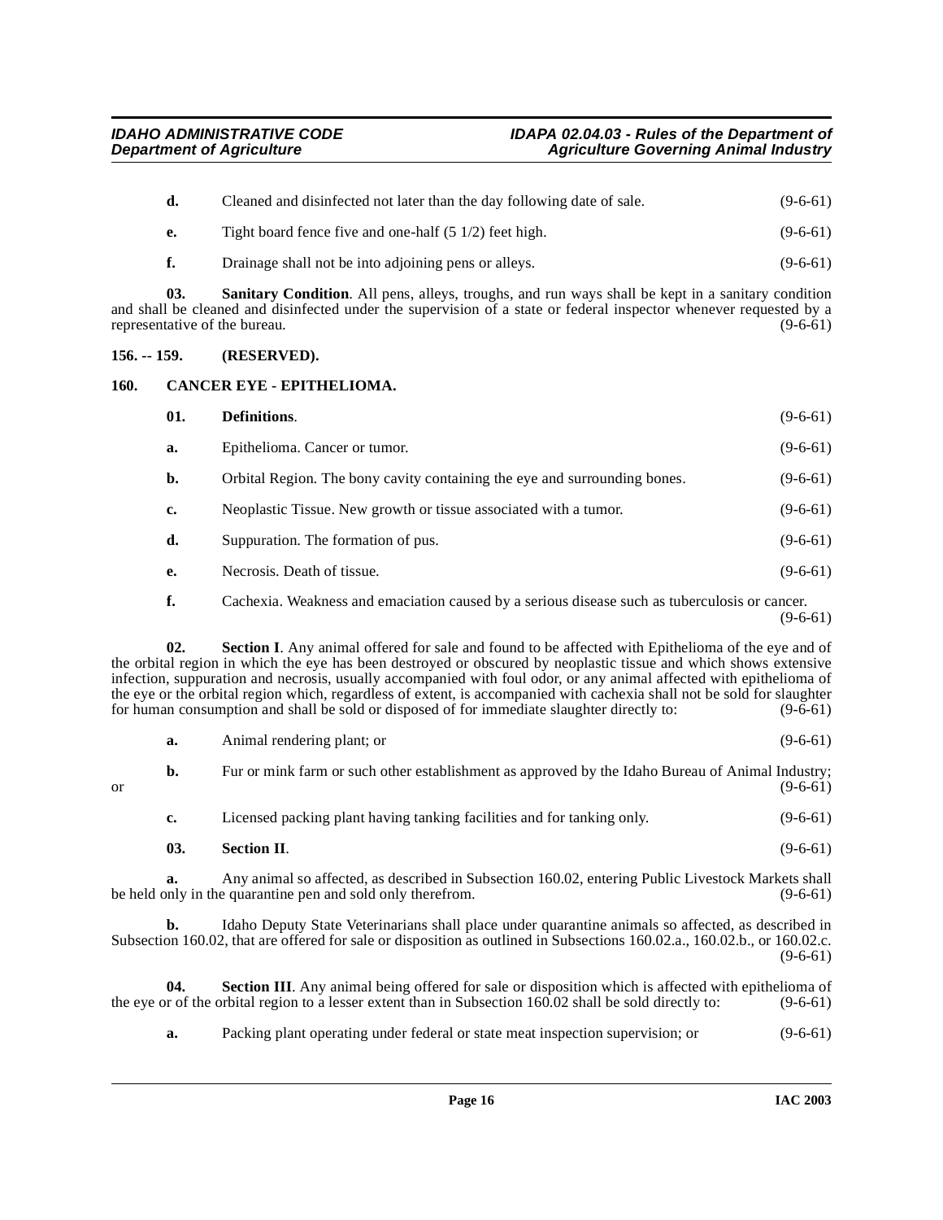**d.** Cleaned and disinfected not later than the day following date of sale. (9-6-61)

**e.** Tight board fence five and one-half (5 1/2) feet high. (9-6-61)

**f.** Drainage shall not be into adjoining pens or alleys. (9-6-61)

**03. Sanitary Condition**. All pens, alleys, troughs, and run ways shall be kept in a sanitary condition and shall be cleaned and disinfected under the supervision of a state or federal inspector whenever requested by a representative of the bureau. (9-6-61)

## 156. -- 159. (RESERVED).

## 160. CANCER EYE - EPITHELIOMA.

**01. Definitions**. (9-6-61)

**a.** Epithelioma. Cancer or tumor. (9-6-61)

**b.** Orbital Region. The bony cavity containing the eye and surrounding bones. (9-6-61)

**c.** Neoplastic Tissue. New growth or tissue associated with a tumor. (9-6-61)

**d.** Suppuration. The formation of pus. (9-6-61)

**e.** Necrosis. Death of tissue. (9-6-61)

**f.** Cachexia. Weakness and emaciation caused by a serious disease such as tuberculosis or cancer. (9-6-61)

**02. Section I**. Any animal offered for sale and found to be affected with Epithelioma of the eye and of the orbital region in which the eye has been destroyed or obscured by neoplastic tissue and which shows extensive infection, suppuration and necrosis, usually accompanied with foul odor, or any animal affected with epithelioma of the eye or the orbital region which, regardless of extent, is accompanied with cachexia shall not be sold for slaughter for human consumption and shall be sold or disposed of for immediate slaughter directly to: (9-6-61)

**a.** Animal rendering plant; or (9-6-61)

**b.** Fur or mink farm or such other establishment as approved by the Idaho Bureau of Animal Industry; or (9-6-61)

**c.** Licensed packing plant having tanking facilities and for tanking only. (9-6-61)

**03. Section II**. (9-6-61)

**a.** Any animal so affected, as described in Subsection 160.02, entering Public Livestock Markets shall be held only in the quarantine pen and sold only therefrom. (9-6-61)

**b.** Idaho Deputy State Veterinarians shall place under quarantine animals so affected, as described in Subsection 160.02, that are offered for sale or disposition as outlined in Subsections 160.02.a., 160.02.b., or 160.02.c. (9-6-61)

**04. Section III**. Any animal being offered for sale or disposition which is affected with epithelioma of the eye or of the orbital region to a lesser extent than in Subsection 160.02 shall be sold directly to: (9-6-61)

**a.** Packing plant operating under federal or state meat inspection supervision; or (9-6-61)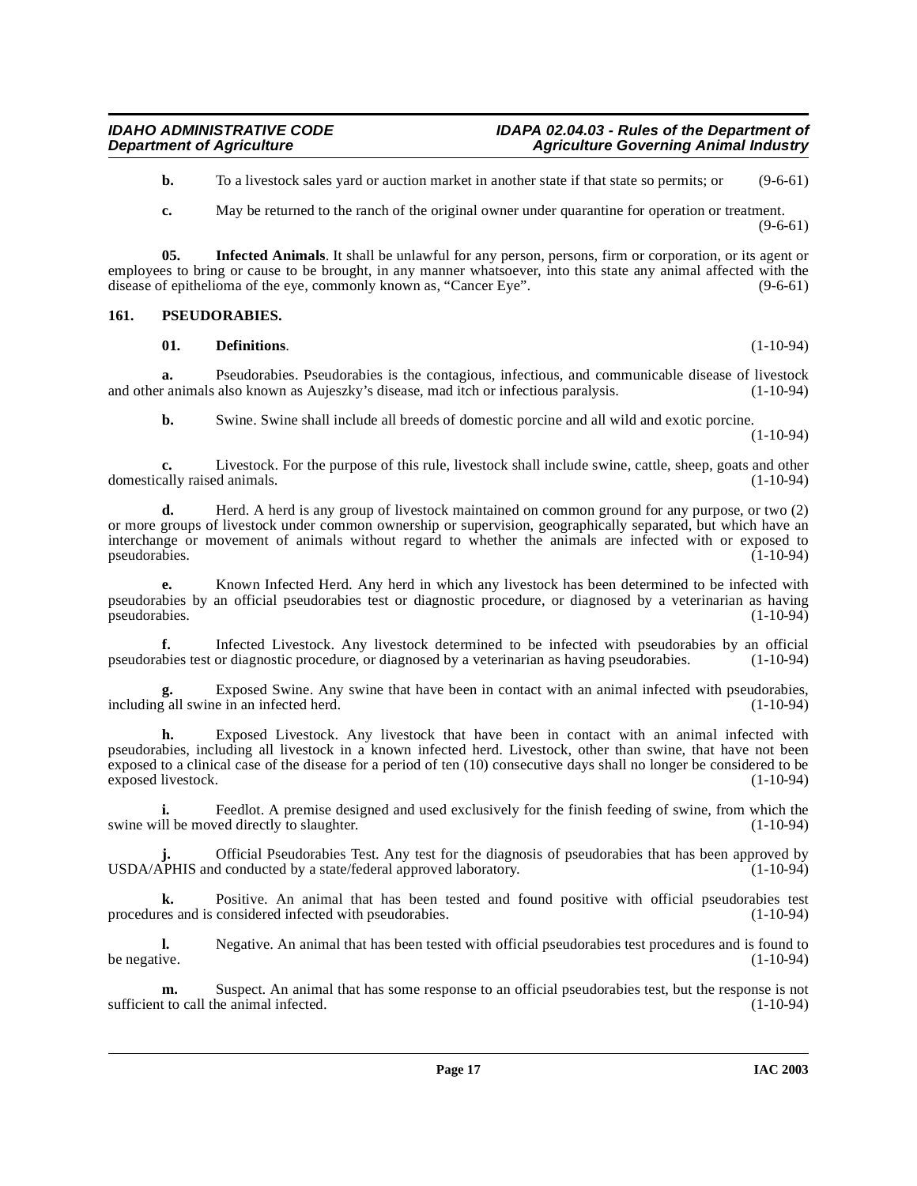**b.** To a livestock sales yard or auction market in another state if that state so permits; or (9-6-61)

**c.** May be returned to the ranch of the original owner under quarantine for operation or treatment. (9-6-61)

**05. Infected Animals**. It shall be unlawful for any person, persons, firm or corporation, or its agent or employees to bring or cause to be brought, in any manner whatsoever, into this state any animal affected with the disease of epithelioma of the eye, commonly known as, "Cancer Eye". (9-6-61)

## 161. PSEUDORABIES.

**01. Definitions**. (1-10-94)

**a.** Pseudorabies. Pseudorabies is the contagious, infectious, and communicable disease of livestock and other animals also known as Aujeszky's disease, mad itch or infectious paralysis. (1-10-94)

**b.** Swine. Swine shall include all breeds of domestic porcine and all wild and exotic porcine. (1-10-94)

**c.** Livestock. For the purpose of this rule, livestock shall include swine, cattle, sheep, goats and other domestically raised animals. (1-10-94)

**d.** Herd. A herd is any group of livestock maintained on common ground for any purpose, or two (2) or more groups of livestock under common ownership or supervision, geographically separated, but which have an interchange or movement of animals without regard to whether the animals are infected with or exposed to pseudorabies. (1-10-94)

**e.** Known Infected Herd. Any herd in which any livestock has been determined to be infected with pseudorabies by an official pseudorabies test or diagnostic procedure, or diagnosed by a veterinarian as having pseudorabies. (1-10-94)

**f.** Infected Livestock. Any livestock determined to be infected with pseudorabies by an official pseudorabies test or diagnostic procedure, or diagnosed by a veterinarian as having pseudorabies. (1-10-94)

**g.** Exposed Swine. Any swine that have been in contact with an animal infected with pseudorabies, including all swine in an infected herd. (1-10-94)

**h.** Exposed Livestock. Any livestock that have been in contact with an animal infected with pseudorabies, including all livestock in a known infected herd. Livestock, other than swine, that have not been exposed to a clinical case of the disease for a period of ten (10) consecutive days shall no longer be considered to be exposed livestock. (1-10-94)

**i.** Feedlot. A premise designed and used exclusively for the finish feeding of swine, from which the swine will be moved directly to slaughter. (1-10-94)

**j.** Official Pseudorabies Test. Any test for the diagnosis of pseudorabies that has been approved by USDA/APHIS and conducted by a state/federal approved laboratory. (1-10-94)

**k.** Positive. An animal that has been tested and found positive with official pseudorabies test procedures and is considered infected with pseudorabies. (1-10-94)

**l.** Negative. An animal that has been tested with official pseudorabies test procedures and is found to be negative. (1-10-94)

**m.** Suspect. An animal that has some response to an official pseudorabies test, but the response is not sufficient to call the animal infected. (1-10-94)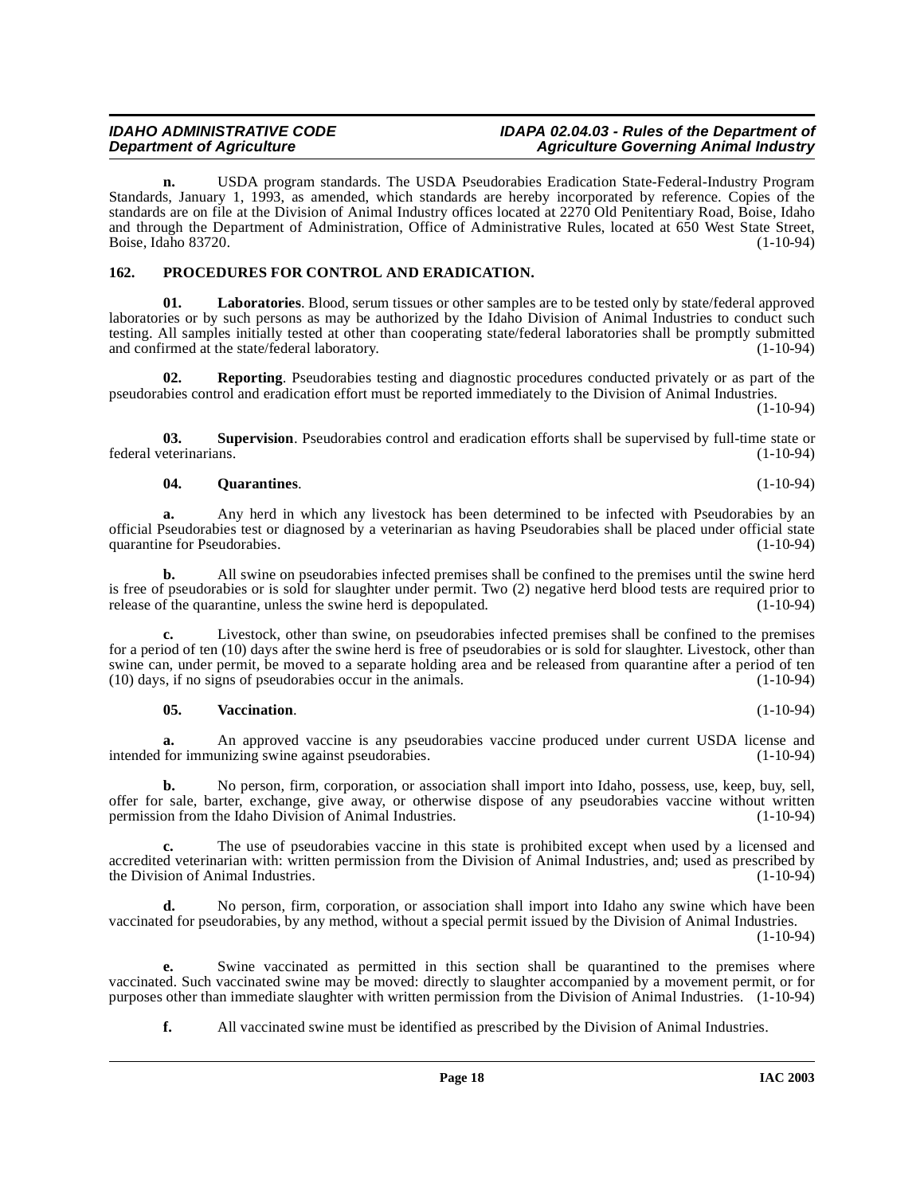**n.** USDA program standards. The USDA Pseudorabies Eradication State-Federal-Industry Program Standards, January 1, 1993, as amended, which standards are hereby incorporated by reference. Copies of the standards are on file at the Division of Animal Industry offices located at 2270 Old Penitentiary Road, Boise, Idaho and through the Department of Administration, Office of Administrative Rules, located at 650 West State Street, Boise, Idaho 83720. (1-10-94)

## 162. PROCEDURES FOR CONTROL AND ERADICATION.

**01. Laboratories**. Blood, serum tissues or other samples are to be tested only by state/federal approved laboratories or by such persons as may be authorized by the Idaho Division of Animal Industries to conduct such testing. All samples initially tested at other than cooperating state/federal laboratories shall be promptly submitted and confirmed at the state/federal laboratory. (1-10-94)

**02. Reporting**. Pseudorabies testing and diagnostic procedures conducted privately or as part of the pseudorabies control and eradication effort must be reported immediately to the Division of Animal Industries. (1-10-94)

**03. Supervision**. Pseudorabies control and eradication efforts shall be supervised by full-time state or federal veterinarians. (1-10-94)

**04. Quarantines**. (1-10-94)

**a.** Any herd in which any livestock has been determined to be infected with Pseudorabies by an official Pseudorabies test or diagnosed by a veterinarian as having Pseudorabies shall be placed under official state quarantine for Pseudorabies. (1-10-94)

**b.** All swine on pseudorabies infected premises shall be confined to the premises until the swine herd is free of pseudorabies or is sold for slaughter under permit. Two (2) negative herd blood tests are required prior to release of the quarantine, unless the swine herd is depopulated. (1-10-94)

**c.** Livestock, other than swine, on pseudorabies infected premises shall be confined to the premises for a period of ten (10) days after the swine herd is free of pseudorabies or is sold for slaughter. Livestock, other than swine can, under permit, be moved to a separate holding area and be released from quarantine after a period of ten (10) days, if no signs of pseudorabies occur in the animals. (1-10-94)

**05. Vaccination**. (1-10-94)

**a.** An approved vaccine is any pseudorabies vaccine produced under current USDA license and intended for immunizing swine against pseudorabies. (1-10-94)

**b.** No person, firm, corporation, or association shall import into Idaho, possess, use, keep, buy, sell, offer for sale, barter, exchange, give away, or otherwise dispose of any pseudorabies vaccine without written permission from the Idaho Division of Animal Industries. (1-10-94)

**c.** The use of pseudorabies vaccine in this state is prohibited except when used by a licensed and accredited veterinarian with: written permission from the Division of Animal Industries, and; used as prescribed by the Division of Animal Industries. (1-10-94)

**d.** No person, firm, corporation, or association shall import into Idaho any swine which have been vaccinated for pseudorabies, by any method, without a special permit issued by the Division of Animal Industries. (1-10-94)

**e.** Swine vaccinated as permitted in this section shall be quarantined to the premises where vaccinated. Such vaccinated swine may be moved: directly to slaughter accompanied by a movement permit, or for purposes other than immediate slaughter with written permission from the Division of Animal Industries. (1-10-94)

**f.** All vaccinated swine must be identified as prescribed by the Division of Animal Industries.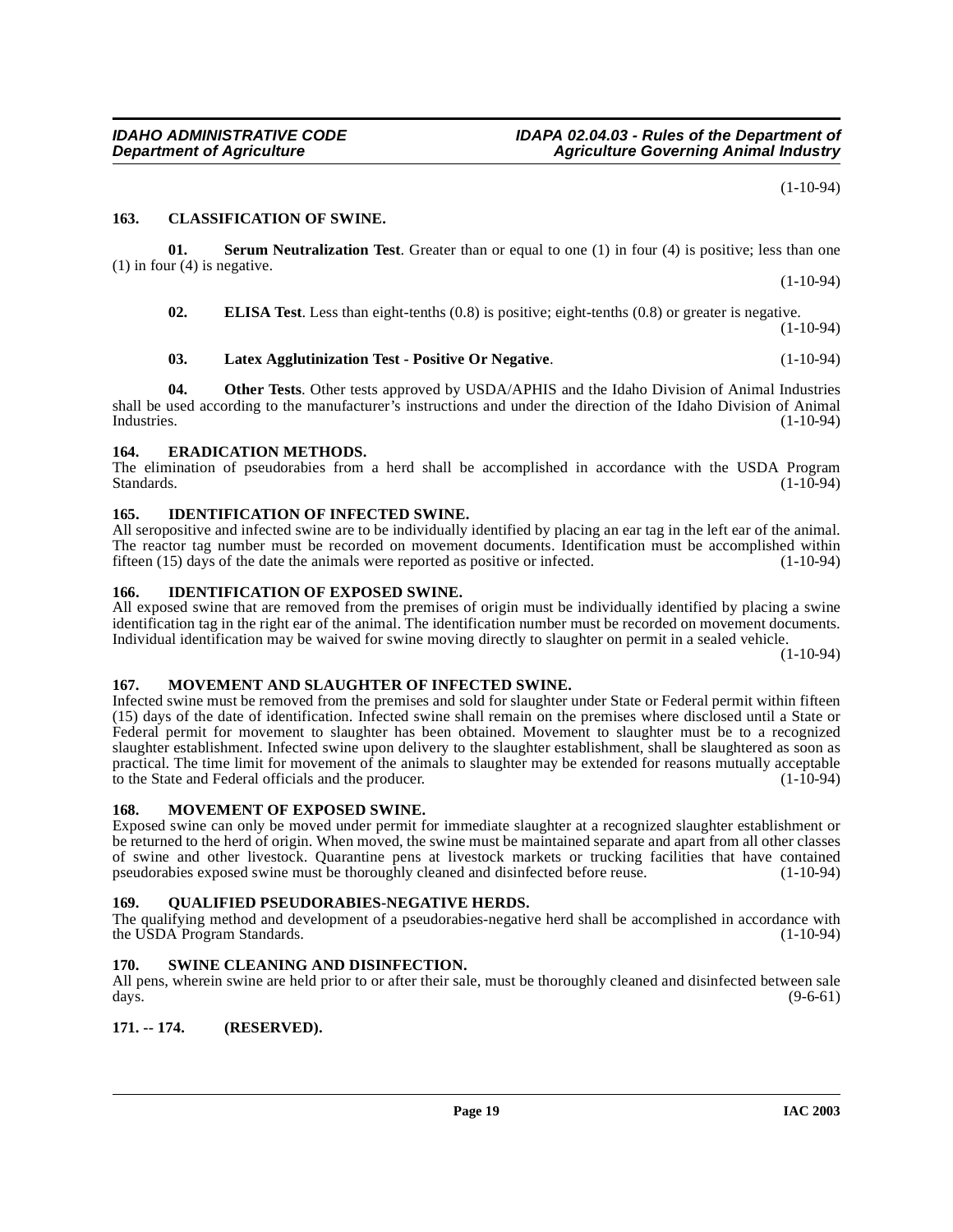(1-10-94)

**163. CLASSIFICATION OF SWINE.**

**01. Serum Neutralization Test**. Greater than or equal to one (1) in four (4) is positive; less than one (1) in four (4) is negative. (1-10-94)

**02. ELISA Test**. Less than eight-tenths (0.8) is positive; eight-tenths (0.8) or greater is negative. (1-10-94)

**03. Latex Agglutinization Test - Positive Or Negative**. (1-10-94)

**04. Other Tests**. Other tests approved by USDA/APHIS and the Idaho Division of Animal Industries shall be used according to the manufacturer's instructions and under the direction of the Idaho Division of Animal Industries. (1-10-94)

**164. ERADICATION METHODS.**

The elimination of pseudorabies from a herd shall be accomplished in accordance with the USDA Program Standards. (1-10-94)

**165. IDENTIFICATION OF INFECTED SWINE.**

All seropositive and infected swine are to be individually identified by placing an ear tag in the left ear of the animal. The reactor tag number must be recorded on movement documents. Identification must be accomplished within fifteen (15) days of the date the animals were reported as positive or infected. (1-10-94)

**166. IDENTIFICATION OF EXPOSED SWINE.**

All exposed swine that are removed from the premises of origin must be individually identified by placing a swine identification tag in the right ear of the animal. The identification number must be recorded on movement documents. Individual identification may be waived for swine moving directly to slaughter on permit in a sealed vehicle. (1-10-94)

**167. MOVEMENT AND SLAUGHTER OF INFECTED SWINE.**

Infected swine must be removed from the premises and sold for slaughter under State or Federal permit within fifteen (15) days of the date of identification. Infected swine shall remain on the premises where disclosed until a State or Federal permit for movement to slaughter has been obtained. Movement to slaughter must be to a recognized slaughter establishment. Infected swine upon delivery to the slaughter establishment, shall be slaughtered as soon as practical. The time limit for movement of the animals to slaughter may be extended for reasons mutually acceptable to the State and Federal officials and the producer. (1-10-94)

**168. MOVEMENT OF EXPOSED SWINE.**

Exposed swine can only be moved under permit for immediate slaughter at a recognized slaughter establishment or be returned to the herd of origin. When moved, the swine must be maintained separate and apart from all other classes of swine and other livestock. Quarantine pens at livestock markets or trucking facilities that have contained pseudorabies exposed swine must be thoroughly cleaned and disinfected before reuse. (1-10-94)

**169. QUALIFIED PSEUDORABIES-NEGATIVE HERDS.**

The qualifying method and development of a pseudorabies-negative herd shall be accomplished in accordance with the USDA Program Standards. (1-10-94)

**170. SWINE CLEANING AND DISINFECTION.**

All pens, wherein swine are held prior to or after their sale, must be thoroughly cleaned and disinfected between sale days. (9-6-61)

**171. -- 174. (RESERVED).**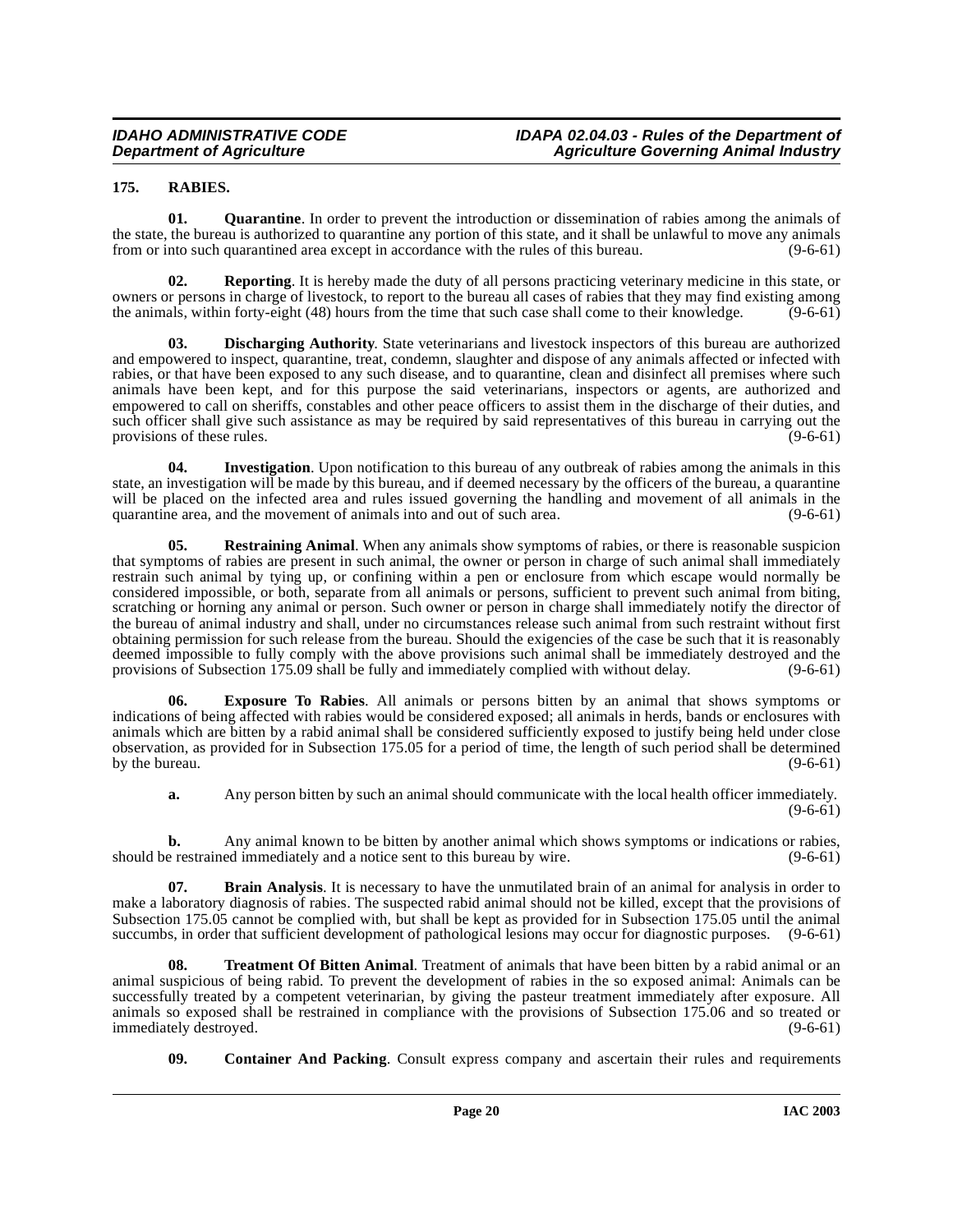## 175. RABIES.

**01. Quarantine**. In order to prevent the introduction or dissemination of rabies among the animals of the state, the bureau is authorized to quarantine any portion of this state, and it shall be unlawful to move any animals from or into such quarantined area except in accordance with the rules of this bureau. (9-6-61)

**02. Reporting**. It is hereby made the duty of all persons practicing veterinary medicine in this state, or owners or persons in charge of livestock, to report to the bureau all cases of rabies that they may find existing among the animals, within forty-eight (48) hours from the time that such case shall come to their knowledge. (9-6-61)

**03. Discharging Authority**. State veterinarians and livestock inspectors of this bureau are authorized and empowered to inspect, quarantine, treat, condemn, slaughter and dispose of any animals affected or infected with rabies, or that have been exposed to any such disease, and to quarantine, clean and disinfect all premises where such animals have been kept, and for this purpose the said veterinarians, inspectors or agents, are authorized and empowered to call on sheriffs, constables and other peace officers to assist them in the discharge of their duties, and such officer shall give such assistance as may be required by said representatives of this bureau in carrying out the provisions of these rules. (9-6-61)

**04. Investigation**. Upon notification to this bureau of any outbreak of rabies among the animals in this state, an investigation will be made by this bureau, and if deemed necessary by the officers of the bureau, a quarantine will be placed on the infected area and rules issued governing the handling and movement of all animals in the quarantine area, and the movement of animals into and out of such area. (9-6-61)

**05. Restraining Animal**. When any animals show symptoms of rabies, or there is reasonable suspicion that symptoms of rabies are present in such animal, the owner or person in charge of such animal shall immediately restrain such animal by tying up, or confining within a pen or enclosure from which escape would normally be considered impossible, or both, separate from all animals or persons, sufficient to prevent such animal from biting, scratching or horning any animal or person. Such owner or person in charge shall immediately notify the director of the bureau of animal industry and shall, under no circumstances release such animal from such restraint without first obtaining permission for such release from the bureau. Should the exigencies of the case be such that it is reasonably deemed impossible to fully comply with the above provisions such animal shall be immediately destroyed and the provisions of Subsection 175.09 shall be fully and immediately complied with without delay. (9-6-61)

**06. Exposure To Rabies**. All animals or persons bitten by an animal that shows symptoms or indications of being affected with rabies would be considered exposed; all animals in herds, bands or enclosures with animals which are bitten by a rabid animal shall be considered sufficiently exposed to justify being held under close observation, as provided for in Subsection 175.05 for a period of time, the length of such period shall be determined by the bureau. (9-6-61)

**a.** Any person bitten by such an animal should communicate with the local health officer immediately. (9-6-61)

**b.** Any animal known to be bitten by another animal which shows symptoms or indications or rabies, should be restrained immediately and a notice sent to this bureau by wire. (9-6-61)

**07. Brain Analysis**. It is necessary to have the unmutilated brain of an animal for analysis in order to make a laboratory diagnosis of rabies. The suspected rabid animal should not be killed, except that the provisions of Subsection 175.05 cannot be complied with, but shall be kept as provided for in Subsection 175.05 until the animal succumbs, in order that sufficient development of pathological lesions may occur for diagnostic purposes. (9-6-61)

**08. Treatment Of Bitten Animal**. Treatment of animals that have been bitten by a rabid animal or an animal suspicious of being rabid. To prevent the development of rabies in the so exposed animal: Animals can be successfully treated by a competent veterinarian, by giving the pasteur treatment immediately after exposure. All animals so exposed shall be restrained in compliance with the provisions of Subsection 175.06 and so treated or immediately destroyed. (9-6-61)

**09. Container And Packing**. Consult express company and ascertain their rules and requirements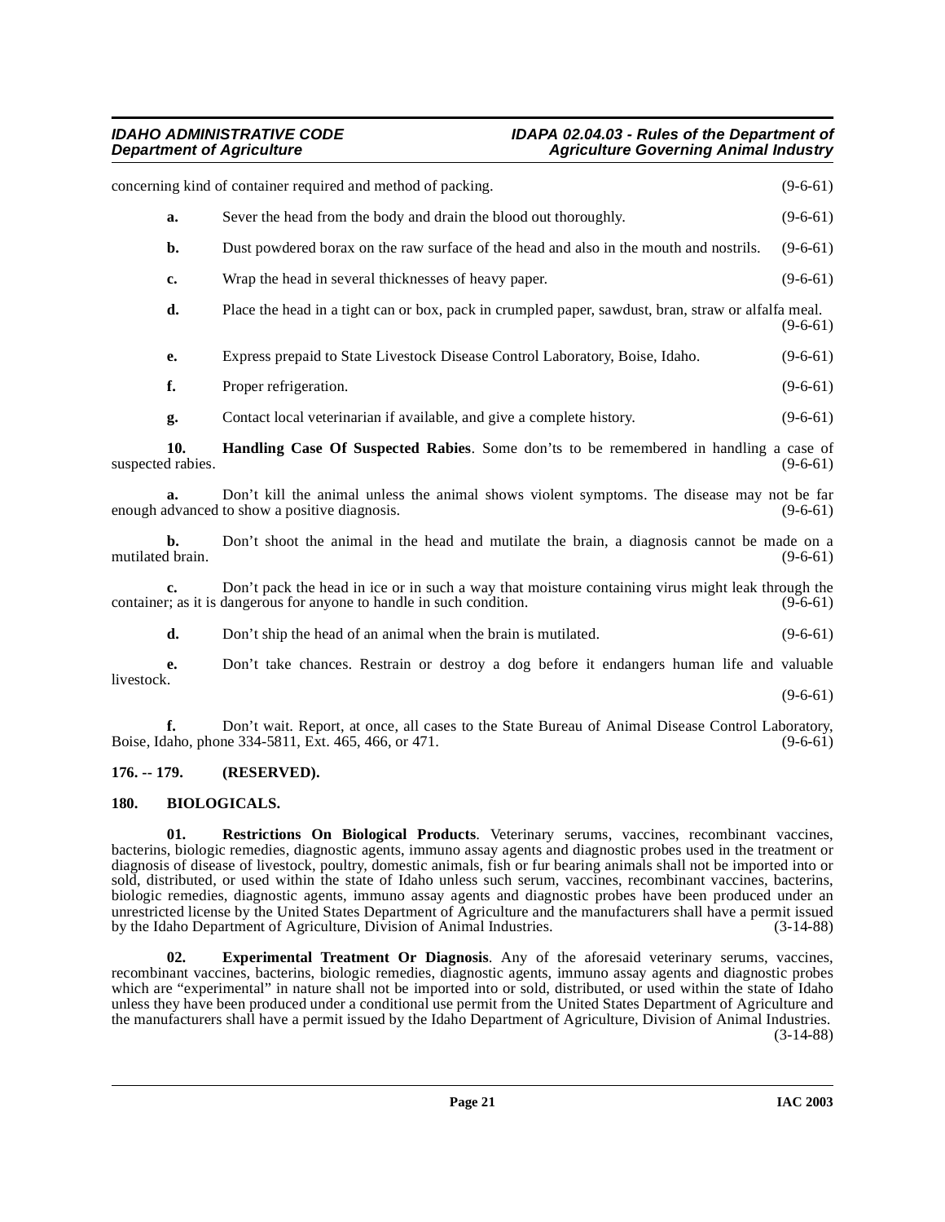concerning kind of container required and method of packing. (9-6-61)

**a.** Sever the head from the body and drain the blood out thoroughly. (9-6-61)

**b.** Dust powdered borax on the raw surface of the head and also in the mouth and nostrils. (9-6-61)

**c.** Wrap the head in several thicknesses of heavy paper. (9-6-61)

**d.** Place the head in a tight can or box, pack in crumpled paper, sawdust, bran, straw or alfalfa meal. (9-6-61)

**e.** Express prepaid to State Livestock Disease Control Laboratory, Boise, Idaho. (9-6-61)

**f.** Proper refrigeration. (9-6-61)

**g.** Contact local veterinarian if available, and give a complete history. (9-6-61)

**10. Handling Case Of Suspected Rabies**. Some don'ts to be remembered in handling a case of suspected rabies. (9-6-61)

**a.** Don't kill the animal unless the animal shows violent symptoms. The disease may not be far enough advanced to show a positive diagnosis. (9-6-61)

**b.** Don't shoot the animal in the head and mutilate the brain, a diagnosis cannot be made on a mutilated brain. (9-6-61)

**c.** Don't pack the head in ice or in such a way that moisture containing virus might leak through the container; as it is dangerous for anyone to handle in such condition. (9-6-61)

**d.** Don't ship the head of an animal when the brain is mutilated. (9-6-61)

**e.** Don't take chances. Restrain or destroy a dog before it endangers human life and valuable livestock. (9-6-61)

**f.** Don't wait. Report, at once, all cases to the State Bureau of Animal Disease Control Laboratory, Boise, Idaho, phone 334-5811, Ext. 465, 466, or 471. (9-6-61)

### 176. -- 179. (RESERVED).

### 180. BIOLOGICALS.

**01. Restrictions On Biological Products**. Veterinary serums, vaccines, recombinant vaccines, bacterins, biologic remedies, diagnostic agents, immuno assay agents and diagnostic probes used in the treatment or diagnosis of disease of livestock, poultry, domestic animals, fish or fur bearing animals shall not be imported into or sold, distributed, or used within the state of Idaho unless such serum, vaccines, recombinant vaccines, bacterins, biologic remedies, diagnostic agents, immuno assay agents and diagnostic probes have been produced under an unrestricted license by the United States Department of Agriculture and the manufacturers shall have a permit issued by the Idaho Department of Agriculture, Division of Animal Industries. (3-14-88)

**02. Experimental Treatment Or Diagnosis**. Any of the aforesaid veterinary serums, vaccines, recombinant vaccines, bacterins, biologic remedies, diagnostic agents, immuno assay agents and diagnostic probes which are "experimental" in nature shall not be imported into or sold, distributed, or used within the state of Idaho unless they have been produced under a conditional use permit from the United States Department of Agriculture and the manufacturers shall have a permit issued by the Idaho Department of Agriculture, Division of Animal Industries. (3-14-88)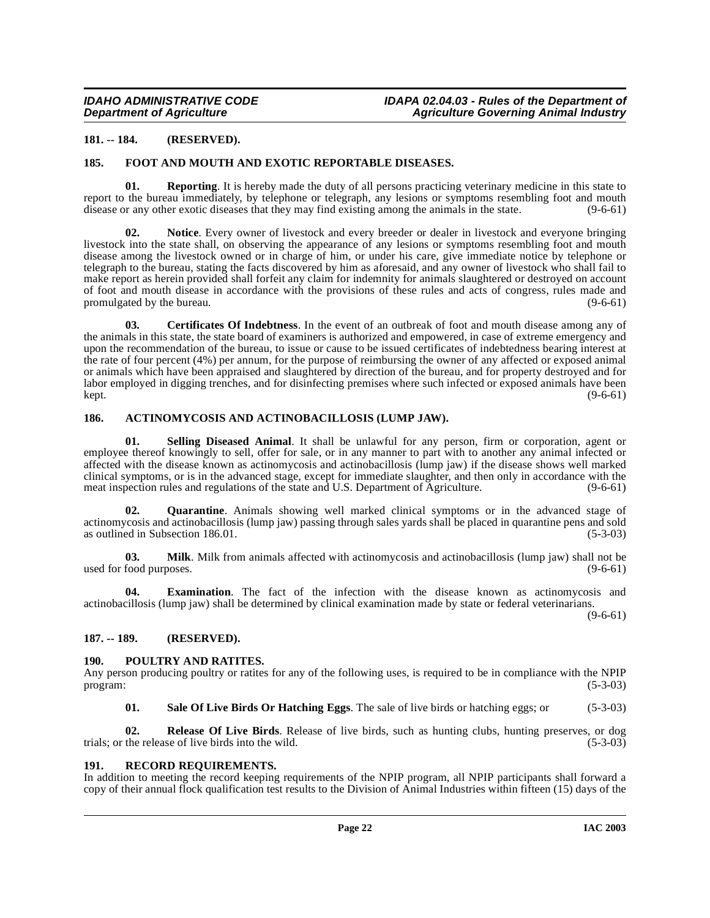### 181. -- 184. (RESERVED).

### 185. FOOT AND MOUTH AND EXOTIC REPORTABLE DISEASES.

**01. Reporting**. It is hereby made the duty of all persons practicing veterinary medicine in this state to report to the bureau immediately, by telephone or telegraph, any lesions or symptoms resembling foot and mouth disease or any other exotic diseases that they may find existing among the animals in the state. (9-6-61)

**02. Notice**. Every owner of livestock and every breeder or dealer in livestock and everyone bringing livestock into the state shall, on observing the appearance of any lesions or symptoms resembling foot and mouth disease among the livestock owned or in charge of him, or under his care, give immediate notice by telephone or telegraph to the bureau, stating the facts discovered by him as aforesaid, and any owner of livestock who shall fail to make report as herein provided shall forfeit any claim for indemnity for animals slaughtered or destroyed on account of foot and mouth disease in accordance with the provisions of these rules and acts of congress, rules made and promulgated by the bureau. (9-6-61)

**03. Certificates Of Indebtness**. In the event of an outbreak of foot and mouth disease among any of the animals in this state, the state board of examiners is authorized and empowered, in case of extreme emergency and upon the recommendation of the bureau, to issue or cause to be issued certificates of indebtedness bearing interest at the rate of four percent (4%) per annum, for the purpose of reimbursing the owner of any affected or exposed animal or animals which have been appraised and slaughtered by direction of the bureau, and for property destroyed and for labor employed in digging trenches, and for disinfecting premises where such infected or exposed animals have been kept. (9-6-61)

### 186. ACTINOMYCOSIS AND ACTINOBACILLOSIS (LUMP JAW).

**01. Selling Diseased Animal**. It shall be unlawful for any person, firm or corporation, agent or employee thereof knowingly to sell, offer for sale, or in any manner to part with to another any animal infected or affected with the disease known as actinomycosis and actinobacillosis (lump jaw) if the disease shows well marked clinical symptoms, or is in the advanced stage, except for immediate slaughter, and then only in accordance with the meat inspection rules and regulations of the state and U.S. Department of Agriculture. (9-6-61)

**02. Quarantine**. Animals showing well marked clinical symptoms or in the advanced stage of actinomycosis and actinobacillosis (lump jaw) passing through sales yards shall be placed in quarantine pens and sold as outlined in Subsection 186.01. (5-3-03)

**03. Milk**. Milk from animals affected with actinomycosis and actinobacillosis (lump jaw) shall not be used for food purposes. (9-6-61)

**04. Examination**. The fact of the infection with the disease known as actinomycosis and actinobacillosis (lump jaw) shall be determined by clinical examination made by state or federal veterinarians. (9-6-61)

### 187. -- 189. (RESERVED).

### 190. POULTRY AND RATITES.

Any person producing poultry or ratites for any of the following uses, is required to be in compliance with the NPIP program: (5-3-03)

**01. Sale Of Live Birds Or Hatching Eggs**. The sale of live birds or hatching eggs; or (5-3-03)

**02. Release Of Live Birds**. Release of live birds, such as hunting clubs, hunting preserves, or dog trials; or the release of live birds into the wild. (5-3-03)

### 191. RECORD REQUIREMENTS.

In addition to meeting the record keeping requirements of the NPIP program, all NPIP participants shall forward a copy of their annual flock qualification test results to the Division of Animal Industries within fifteen (15) days of the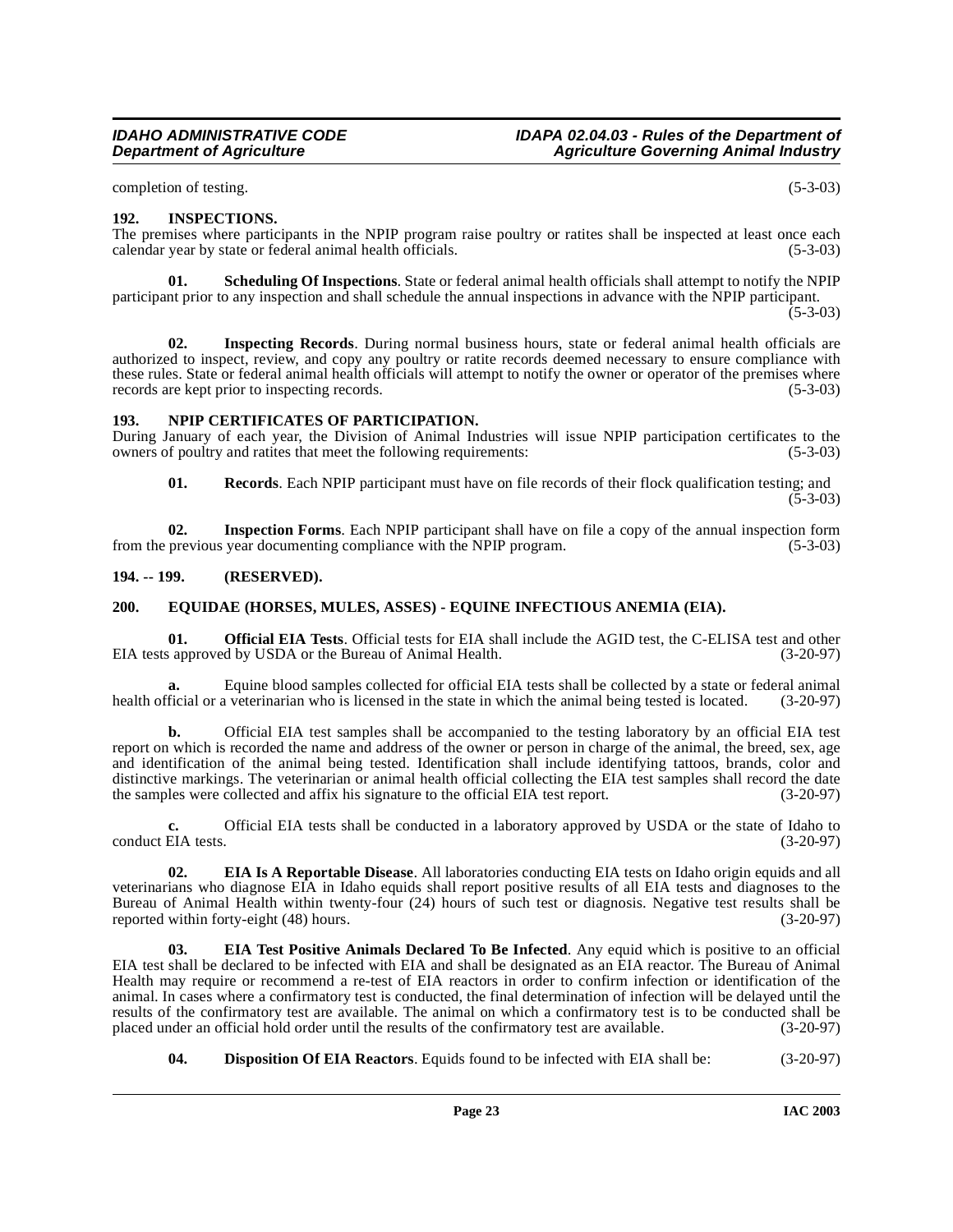completion of testing. (5-3-03)

**192. INSPECTIONS.**

The premises where participants in the NPIP program raise poultry or ratites shall be inspected at least once each calendar year by state or federal animal health officials. (5-3-03)

**01. Scheduling Of Inspections**. State or federal animal health officials shall attempt to notify the NPIP participant prior to any inspection and shall schedule the annual inspections in advance with the NPIP participant. (5-3-03)

**02. Inspecting Records**. During normal business hours, state or federal animal health officials are authorized to inspect, review, and copy any poultry or ratite records deemed necessary to ensure compliance with these rules. State or federal animal health officials will attempt to notify the owner or operator of the premises where records are kept prior to inspecting records. (5-3-03)

**193. NPIP CERTIFICATES OF PARTICIPATION.**

During January of each year, the Division of Animal Industries will issue NPIP participation certificates to the owners of poultry and ratites that meet the following requirements: (5-3-03)

**01. Records**. Each NPIP participant must have on file records of their flock qualification testing; and (5-3-03)

**02. Inspection Forms**. Each NPIP participant shall have on file a copy of the annual inspection form from the previous year documenting compliance with the NPIP program. (5-3-03)

**194. -- 199. (RESERVED).**

**200. EQUIDAE (HORSES, MULES, ASSES) - EQUINE INFECTIOUS ANEMIA (EIA).**

**01. Official EIA Tests**. Official tests for EIA shall include the AGID test, the C-ELISA test and other EIA tests approved by USDA or the Bureau of Animal Health. (3-20-97)

**a.** Equine blood samples collected for official EIA tests shall be collected by a state or federal animal health official or a veterinarian who is licensed in the state in which the animal being tested is located. (3-20-97)

**b.** Official EIA test samples shall be accompanied to the testing laboratory by an official EIA test report on which is recorded the name and address of the owner or person in charge of the animal, the breed, sex, age and identification of the animal being tested. Identification shall include identifying tattoos, brands, color and distinctive markings. The veterinarian or animal health official collecting the EIA test samples shall record the date the samples were collected and affix his signature to the official EIA test report. (3-20-97)

**c.** Official EIA tests shall be conducted in a laboratory approved by USDA or the state of Idaho to conduct EIA tests. (3-20-97)

**02. EIA Is A Reportable Disease**. All laboratories conducting EIA tests on Idaho origin equids and all veterinarians who diagnose EIA in Idaho equids shall report positive results of all EIA tests and diagnoses to the Bureau of Animal Health within twenty-four (24) hours of such test or diagnosis. Negative test results shall be reported within forty-eight (48) hours. (3-20-97)

**03. EIA Test Positive Animals Declared To Be Infected**. Any equid which is positive to an official EIA test shall be declared to be infected with EIA and shall be designated as an EIA reactor. The Bureau of Animal Health may require or recommend a re-test of EIA reactors in order to confirm infection or identification of the animal. In cases where a confirmatory test is conducted, the final determination of infection will be delayed until the results of the confirmatory test are available. The animal on which a confirmatory test is to be conducted shall be placed under an official hold order until the results of the confirmatory test are available. (3-20-97)

**04. Disposition Of EIA Reactors**. Equids found to be infected with EIA shall be: (3-20-97)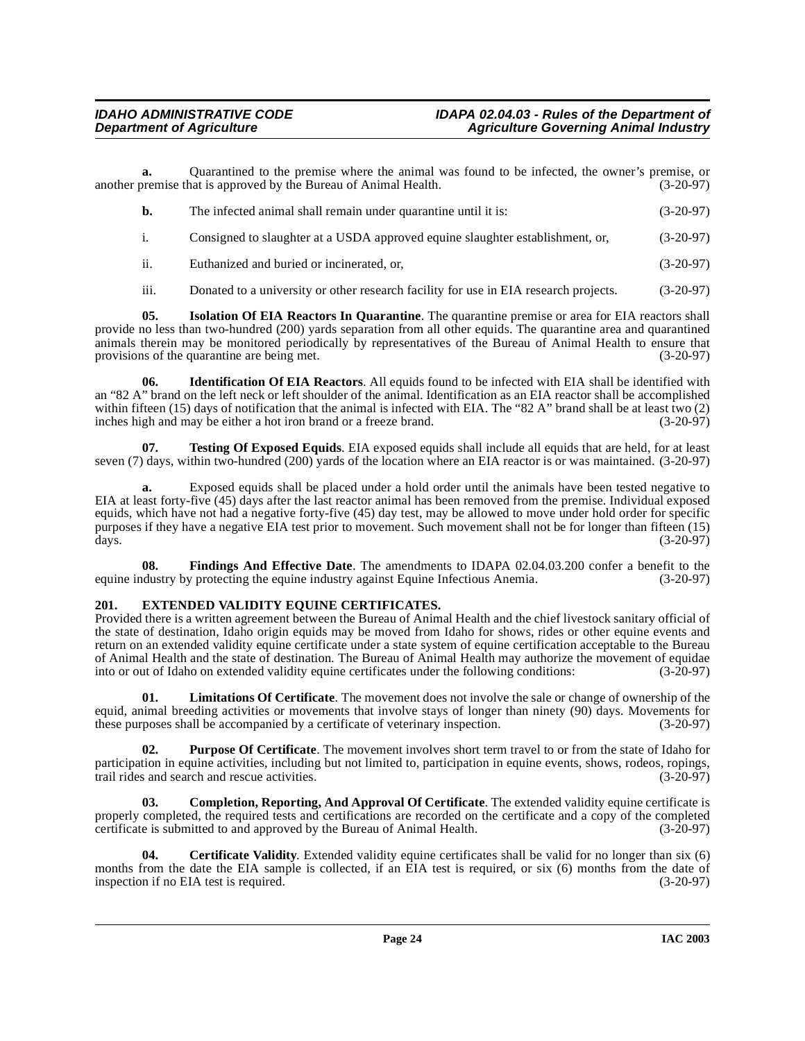**a.** Quarantined to the premise where the animal was found to be infected, the owner's premise, or another premise that is approved by the Bureau of Animal Health. (3-20-97)

**b.** The infected animal shall remain under quarantine until it is: (3-20-97)

i. Consigned to slaughter at a USDA approved equine slaughter establishment, or, (3-20-97)

ii. Euthanized and buried or incinerated, or, (3-20-97)

iii. Donated to a university or other research facility for use in EIA research projects. (3-20-97)

**05. Isolation Of EIA Reactors In Quarantine**. The quarantine premise or area for EIA reactors shall provide no less than two-hundred (200) yards separation from all other equids. The quarantine area and quarantined animals therein may be monitored periodically by representatives of the Bureau of Animal Health to ensure that provisions of the quarantine are being met. (3-20-97)

**06. Identification Of EIA Reactors**. All equids found to be infected with EIA shall be identified with an "82 A" brand on the left neck or left shoulder of the animal. Identification as an EIA reactor shall be accomplished within fifteen (15) days of notification that the animal is infected with EIA. The "82 A" brand shall be at least two (2) inches high and may be either a hot iron brand or a freeze brand. (3-20-97)

**07. Testing Of Exposed Equids**. EIA exposed equids shall include all equids that are held, for at least seven (7) days, within two-hundred (200) yards of the location where an EIA reactor is or was maintained. (3-20-97)

**a.** Exposed equids shall be placed under a hold order until the animals have been tested negative to EIA at least forty-five (45) days after the last reactor animal has been removed from the premise. Individual exposed equids, which have not had a negative forty-five (45) day test, may be allowed to move under hold order for specific purposes if they have a negative EIA test prior to movement. Such movement shall not be for longer than fifteen (15) days. (3-20-97)

**08. Findings And Effective Date**. The amendments to IDAPA 02.04.03.200 confer a benefit to the equine industry by protecting the equine industry against Equine Infectious Anemia. (3-20-97)

## 201. EXTENDED VALIDITY EQUINE CERTIFICATES.

Provided there is a written agreement between the Bureau of Animal Health and the chief livestock sanitary official of the state of destination, Idaho origin equids may be moved from Idaho for shows, rides or other equine events and return on an extended validity equine certificate under a state system of equine certification acceptable to the Bureau of Animal Health and the state of destination. The Bureau of Animal Health may authorize the movement of equidae into or out of Idaho on extended validity equine certificates under the following conditions: (3-20-97)

**01. Limitations Of Certificate**. The movement does not involve the sale or change of ownership of the equid, animal breeding activities or movements that involve stays of longer than ninety (90) days. Movements for these purposes shall be accompanied by a certificate of veterinary inspection. (3-20-97)

**02. Purpose Of Certificate**. The movement involves short term travel to or from the state of Idaho for participation in equine activities, including but not limited to, participation in equine events, shows, rodeos, ropings, trail rides and search and rescue activities. (3-20-97)

**03. Completion, Reporting, And Approval Of Certificate**. The extended validity equine certificate is properly completed, the required tests and certifications are recorded on the certificate and a copy of the completed certificate is submitted to and approved by the Bureau of Animal Health. (3-20-97)

**04. Certificate Validity**. Extended validity equine certificates shall be valid for no longer than six (6) months from the date the EIA sample is collected, if an EIA test is required, or six (6) months from the date of inspection if no EIA test is required. (3-20-97)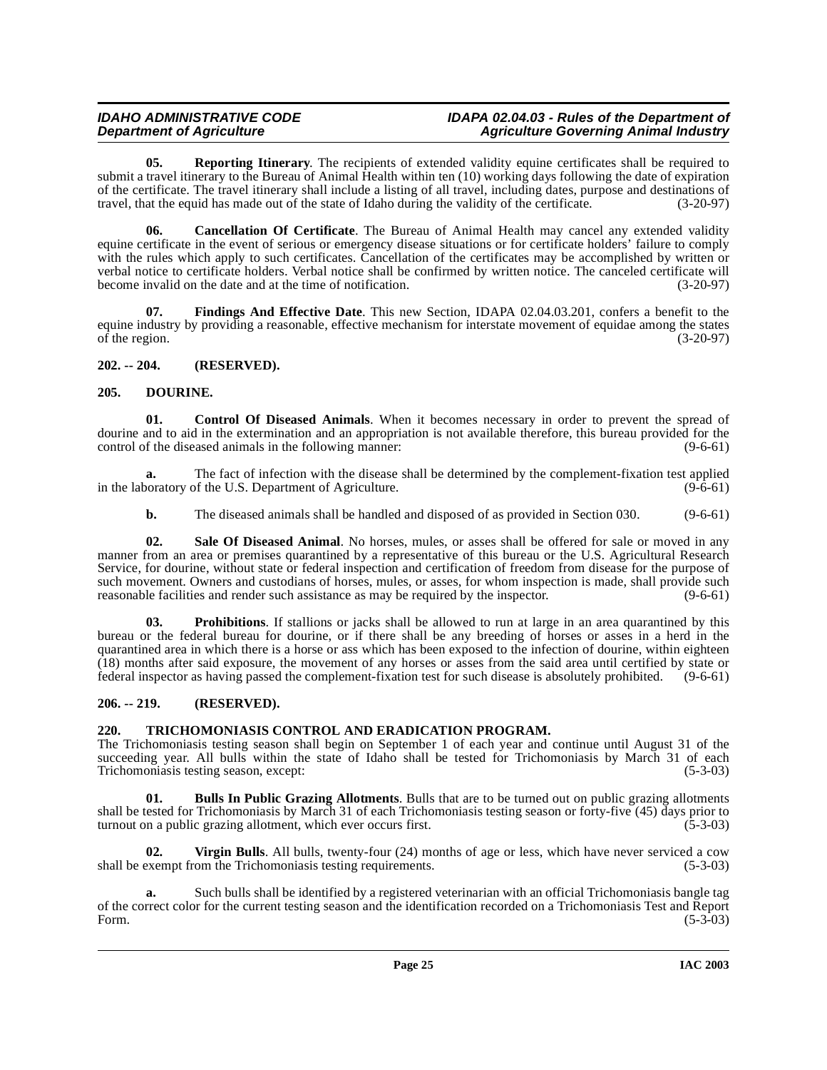**05. Reporting Itinerary**. The recipients of extended validity equine certificates shall be required to submit a travel itinerary to the Bureau of Animal Health within ten (10) working days following the date of expiration of the certificate. The travel itinerary shall include a listing of all travel, including dates, purpose and destinations of travel, that the equid has made out of the state of Idaho during the validity of the certificate. (3-20-97)

**06. Cancellation Of Certificate**. The Bureau of Animal Health may cancel any extended validity equine certificate in the event of serious or emergency disease situations or for certificate holders' failure to comply with the rules which apply to such certificates. Cancellation of the certificates may be accomplished by written or verbal notice to certificate holders. Verbal notice shall be confirmed by written notice. The canceled certificate will become invalid on the date and at the time of notification. (3-20-97)

**07. Findings And Effective Date**. This new Section, IDAPA 02.04.03.201, confers a benefit to the equine industry by providing a reasonable, effective mechanism for interstate movement of equidae among the states of the region. (3-20-97)

## 202. -- 204. (RESERVED).

## 205. DOURINE.

**01. Control Of Diseased Animals**. When it becomes necessary in order to prevent the spread of dourine and to aid in the extermination and an appropriation is not available therefore, this bureau provided for the control of the diseased animals in the following manner: (9-6-61)

**a.** The fact of infection with the disease shall be determined by the complement-fixation test applied in the laboratory of the U.S. Department of Agriculture. (9-6-61)

**b.** The diseased animals shall be handled and disposed of as provided in Section 030. (9-6-61)

**02. Sale Of Diseased Animal**. No horses, mules, or asses shall be offered for sale or moved in any manner from an area or premises quarantined by a representative of this bureau or the U.S. Agricultural Research Service, for dourine, without state or federal inspection and certification of freedom from disease for the purpose of such movement. Owners and custodians of horses, mules, or asses, for whom inspection is made, shall provide such reasonable facilities and render such assistance as may be required by the inspector. (9-6-61)

**03. Prohibitions**. If stallions or jacks shall be allowed to run at large in an area quarantined by this bureau or the federal bureau for dourine, or if there shall be any breeding of horses or asses in a herd in the quarantined area in which there is a horse or ass which has been exposed to the infection of dourine, within eighteen (18) months after said exposure, the movement of any horses or asses from the said area until certified by state or federal inspector as having passed the complement-fixation test for such disease is absolutely prohibited. (9-6-61)

## 206. -- 219. (RESERVED).

## 220. TRICHOMONIASIS CONTROL AND ERADICATION PROGRAM.

The Trichomoniasis testing season shall begin on September 1 of each year and continue until August 31 of the succeeding year. All bulls within the state of Idaho shall be tested for Trichomoniasis by March 31 of each Trichomoniasis testing season, except: (5-3-03)

**01. Bulls In Public Grazing Allotments**. Bulls that are to be turned out on public grazing allotments shall be tested for Trichomoniasis by March 31 of each Trichomoniasis testing season or forty-five (45) days prior to turnout on a public grazing allotment, which ever occurs first. (5-3-03)

**02. Virgin Bulls**. All bulls, twenty-four (24) months of age or less, which have never serviced a cow shall be exempt from the Trichomoniasis testing requirements. (5-3-03)

**a.** Such bulls shall be identified by a registered veterinarian with an official Trichomoniasis bangle tag of the correct color for the current testing season and the identification recorded on a Trichomoniasis Test and Report Form. (5-3-03)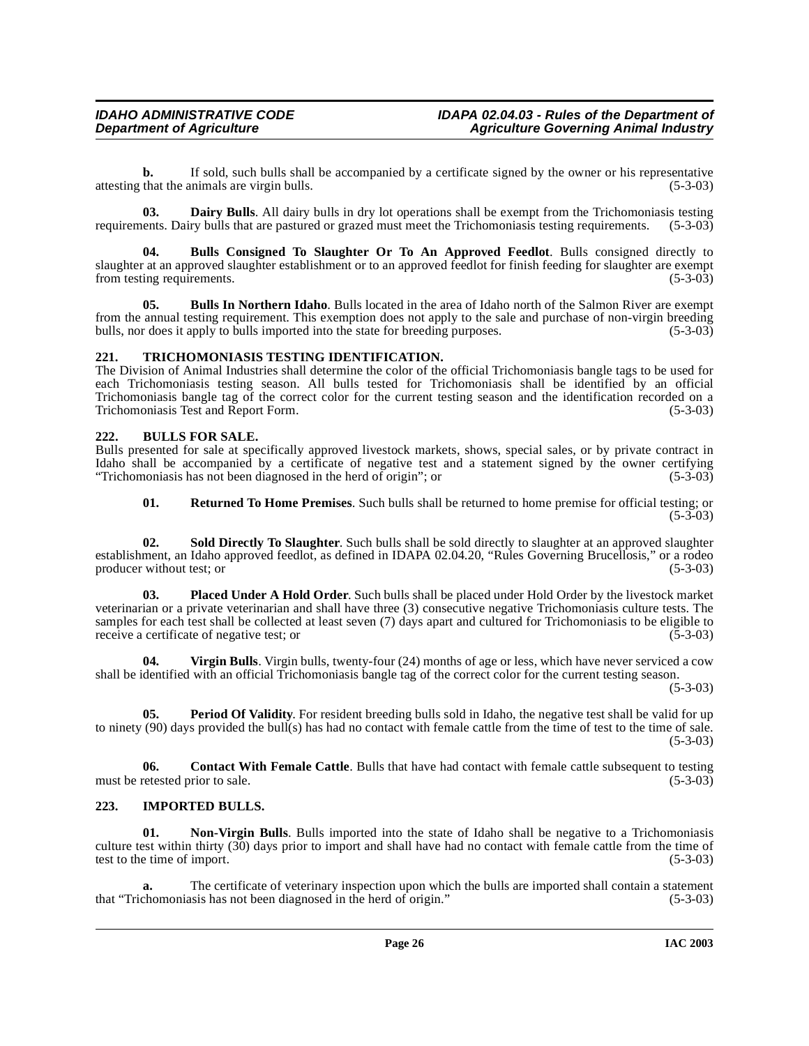**b.** If sold, such bulls shall be accompanied by a certificate signed by the owner or his representative attesting that the animals are virgin bulls. (5-3-03)

**03. Dairy Bulls**. All dairy bulls in dry lot operations shall be exempt from the Trichomoniasis testing requirements. Dairy bulls that are pastured or grazed must meet the Trichomoniasis testing requirements. (5-3-03)

**04. Bulls Consigned To Slaughter Or To An Approved Feedlot**. Bulls consigned directly to slaughter at an approved slaughter establishment or to an approved feedlot for finish feeding for slaughter are exempt from testing requirements. (5-3-03)

**05. Bulls In Northern Idaho**. Bulls located in the area of Idaho north of the Salmon River are exempt from the annual testing requirement. This exemption does not apply to the sale and purchase of non-virgin breeding bulls, nor does it apply to bulls imported into the state for breeding purposes. (5-3-03)

## 221. TRICHOMONIASIS TESTING IDENTIFICATION.

The Division of Animal Industries shall determine the color of the official Trichomoniasis bangle tags to be used for each Trichomoniasis testing season. All bulls tested for Trichomoniasis shall be identified by an official Trichomoniasis bangle tag of the correct color for the current testing season and the identification recorded on a Trichomoniasis Test and Report Form. (5-3-03)

## 222. BULLS FOR SALE.

Bulls presented for sale at specifically approved livestock markets, shows, special sales, or by private contract in Idaho shall be accompanied by a certificate of negative test and a statement signed by the owner certifying "Trichomoniasis has not been diagnosed in the herd of origin"; or (5-3-03)

**01. Returned To Home Premises**. Such bulls shall be returned to home premise for official testing; or (5-3-03)

**02. Sold Directly To Slaughter**. Such bulls shall be sold directly to slaughter at an approved slaughter establishment, an Idaho approved feedlot, as defined in IDAPA 02.04.20, "Rules Governing Brucellosis," or a rodeo producer without test; or (5-3-03)

**03. Placed Under A Hold Order**. Such bulls shall be placed under Hold Order by the livestock market veterinarian or a private veterinarian and shall have three (3) consecutive negative Trichomoniasis culture tests. The samples for each test shall be collected at least seven (7) days apart and cultured for Trichomoniasis to be eligible to receive a certificate of negative test; or (5-3-03)

**04. Virgin Bulls**. Virgin bulls, twenty-four (24) months of age or less, which have never serviced a cow shall be identified with an official Trichomoniasis bangle tag of the correct color for the current testing season. (5-3-03)

**05. Period Of Validity**. For resident breeding bulls sold in Idaho, the negative test shall be valid for up to ninety (90) days provided the bull(s) has had no contact with female cattle from the time of test to the time of sale. (5-3-03)

**06. Contact With Female Cattle**. Bulls that have had contact with female cattle subsequent to testing must be retested prior to sale. (5-3-03)

## 223. IMPORTED BULLS.

**01. Non-Virgin Bulls**. Bulls imported into the state of Idaho shall be negative to a Trichomoniasis culture test within thirty (30) days prior to import and shall have had no contact with female cattle from the time of test to the time of import. (5-3-03)

**a.** The certificate of veterinary inspection upon which the bulls are imported shall contain a statement that "Trichomoniasis has not been diagnosed in the herd of origin." (5-3-03)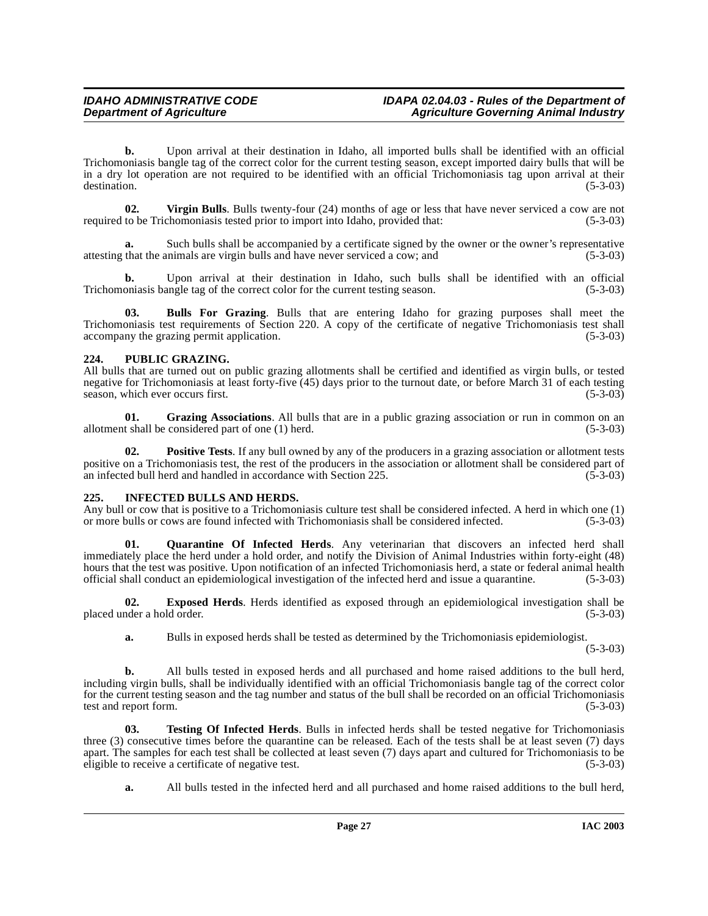**b.** Upon arrival at their destination in Idaho, all imported bulls shall be identified with an official Trichomoniasis bangle tag of the correct color for the current testing season, except imported dairy bulls that will be in a dry lot operation are not required to be identified with an official Trichomoniasis tag upon arrival at their destination. (5-3-03)

**02. Virgin Bulls**. Bulls twenty-four (24) months of age or less that have never serviced a cow are not required to be Trichomoniasis tested prior to import into Idaho, provided that: (5-3-03)

**a.** Such bulls shall be accompanied by a certificate signed by the owner or the owner's representative attesting that the animals are virgin bulls and have never serviced a cow; and (5-3-03)

**b.** Upon arrival at their destination in Idaho, such bulls shall be identified with an official Trichomoniasis bangle tag of the correct color for the current testing season. (5-3-03)

**03. Bulls For Grazing**. Bulls that are entering Idaho for grazing purposes shall meet the Trichomoniasis test requirements of Section 220. A copy of the certificate of negative Trichomoniasis test shall accompany the grazing permit application. (5-3-03)

## 224. PUBLIC GRAZING.

All bulls that are turned out on public grazing allotments shall be certified and identified as virgin bulls, or tested negative for Trichomoniasis at least forty-five (45) days prior to the turnout date, or before March 31 of each testing season, which ever occurs first. (5-3-03)

**01. Grazing Associations**. All bulls that are in a public grazing association or run in common on an allotment shall be considered part of one (1) herd. (5-3-03)

**02. Positive Tests**. If any bull owned by any of the producers in a grazing association or allotment tests positive on a Trichomoniasis test, the rest of the producers in the association or allotment shall be considered part of an infected bull herd and handled in accordance with Section 225. (5-3-03)

## 225. INFECTED BULLS AND HERDS.

Any bull or cow that is positive to a Trichomoniasis culture test shall be considered infected. A herd in which one (1) or more bulls or cows are found infected with Trichomoniasis shall be considered infected. (5-3-03)

**01. Quarantine Of Infected Herds**. Any veterinarian that discovers an infected herd shall immediately place the herd under a hold order, and notify the Division of Animal Industries within forty-eight (48) hours that the test was positive. Upon notification of an infected Trichomoniasis herd, a state or federal animal health official shall conduct an epidemiological investigation of the infected herd and issue a quarantine. (5-3-03)

**02. Exposed Herds**. Herds identified as exposed through an epidemiological investigation shall be placed under a hold order. (5-3-03)

**a.** Bulls in exposed herds shall be tested as determined by the Trichomoniasis epidemiologist. (5-3-03)

**b.** All bulls tested in exposed herds and all purchased and home raised additions to the bull herd, including virgin bulls, shall be individually identified with an official Trichomoniasis bangle tag of the correct color for the current testing season and the tag number and status of the bull shall be recorded on an official Trichomoniasis test and report form. (5-3-03)

**03. Testing Of Infected Herds**. Bulls in infected herds shall be tested negative for Trichomoniasis three (3) consecutive times before the quarantine can be released. Each of the tests shall be at least seven (7) days apart. The samples for each test shall be collected at least seven (7) days apart and cultured for Trichomoniasis to be eligible to receive a certificate of negative test. (5-3-03)

**a.** All bulls tested in the infected herd and all purchased and home raised additions to the bull herd,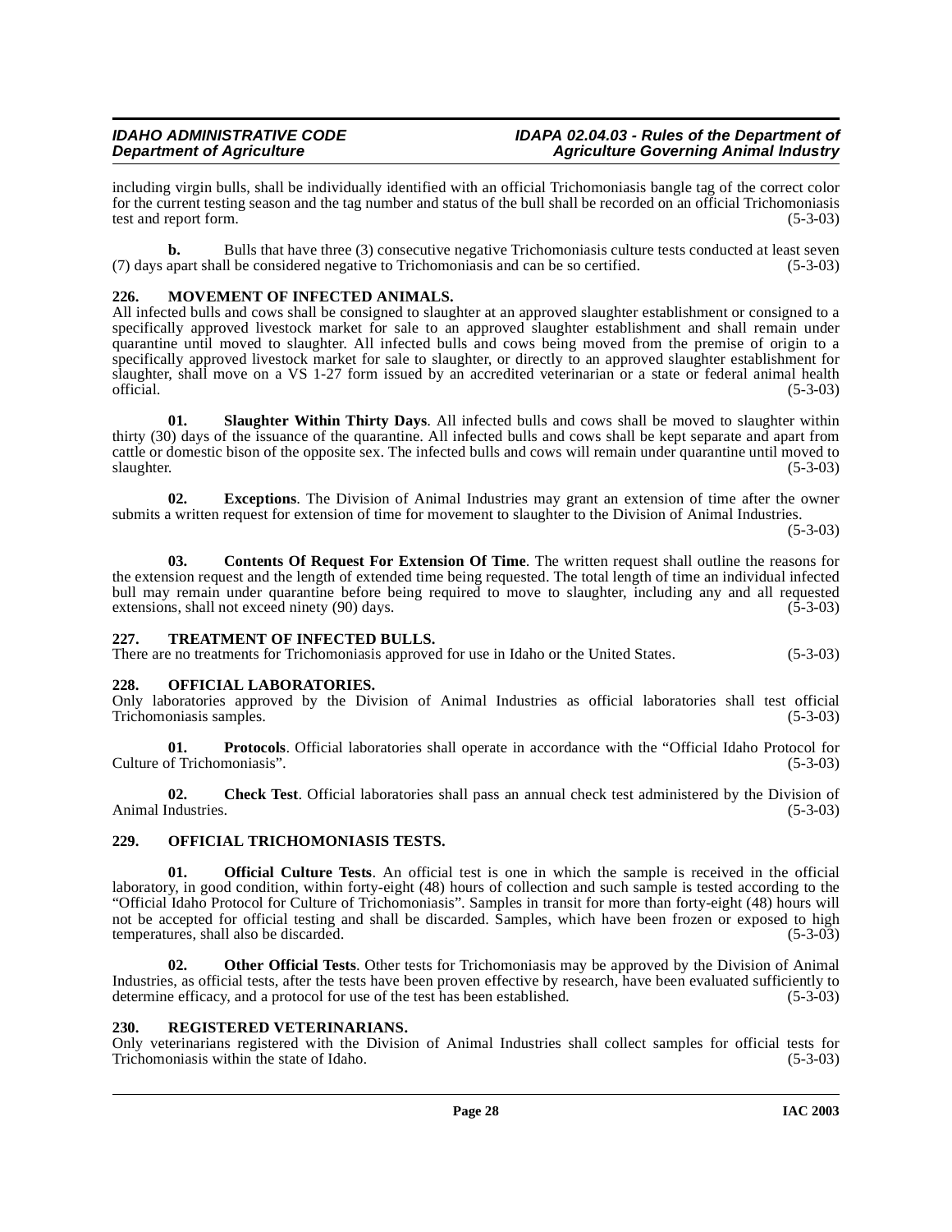including virgin bulls, shall be individually identified with an official Trichomoniasis bangle tag of the correct color for the current testing season and the tag number and status of the bull shall be recorded on an official Trichomoniasis test and report form. (5-3-03)

**b.** Bulls that have three (3) consecutive negative Trichomoniasis culture tests conducted at least seven (7) days apart shall be considered negative to Trichomoniasis and can be so certified. (5-3-03)

## 226. MOVEMENT OF INFECTED ANIMALS.

All infected bulls and cows shall be consigned to slaughter at an approved slaughter establishment or consigned to a specifically approved livestock market for sale to an approved slaughter establishment and shall remain under quarantine until moved to slaughter. All infected bulls and cows being moved from the premise of origin to a specifically approved livestock market for sale to slaughter, or directly to an approved slaughter establishment for slaughter, shall move on a VS 1-27 form issued by an accredited veterinarian or a state or federal animal health official. (5-3-03)

**01. Slaughter Within Thirty Days**. All infected bulls and cows shall be moved to slaughter within thirty (30) days of the issuance of the quarantine. All infected bulls and cows shall be kept separate and apart from cattle or domestic bison of the opposite sex. The infected bulls and cows will remain under quarantine until moved to slaughter. (5-3-03)

**02. Exceptions**. The Division of Animal Industries may grant an extension of time after the owner submits a written request for extension of time for movement to slaughter to the Division of Animal Industries. (5-3-03)

**03. Contents Of Request For Extension Of Time**. The written request shall outline the reasons for the extension request and the length of extended time being requested. The total length of time an individual infected bull may remain under quarantine before being required to move to slaughter, including any and all requested extensions, shall not exceed ninety (90) days. (5-3-03)

## 227. TREATMENT OF INFECTED BULLS.

There are no treatments for Trichomoniasis approved for use in Idaho or the United States. (5-3-03)

## 228. OFFICIAL LABORATORIES.

Only laboratories approved by the Division of Animal Industries as official laboratories shall test official Trichomoniasis samples. (5-3-03)

**01. Protocols**. Official laboratories shall operate in accordance with the "Official Idaho Protocol for Culture of Trichomoniasis". (5-3-03)

**02. Check Test**. Official laboratories shall pass an annual check test administered by the Division of Animal Industries. (5-3-03)

## 229. OFFICIAL TRICHOMONIASIS TESTS.

**01. Official Culture Tests**. An official test is one in which the sample is received in the official laboratory, in good condition, within forty-eight (48) hours of collection and such sample is tested according to the "Official Idaho Protocol for Culture of Trichomoniasis". Samples in transit for more than forty-eight (48) hours will not be accepted for official testing and shall be discarded. Samples, which have been frozen or exposed to high temperatures, shall also be discarded. (5-3-03)

**02. Other Official Tests**. Other tests for Trichomoniasis may be approved by the Division of Animal Industries, as official tests, after the tests have been proven effective by research, have been evaluated sufficiently to determine efficacy, and a protocol for use of the test has been established. (5-3-03)

## 230. REGISTERED VETERINARIANS.

Only veterinarians registered with the Division of Animal Industries shall collect samples for official tests for Trichomoniasis within the state of Idaho. (5-3-03)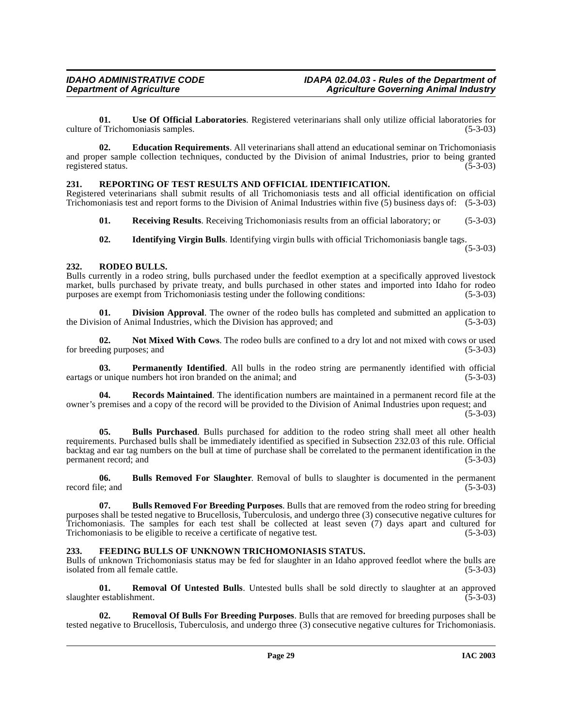**01. Use Of Official Laboratories**. Registered veterinarians shall only utilize official laboratories for culture of Trichomoniasis samples. (5-3-03)

**02. Education Requirements**. All veterinarians shall attend an educational seminar on Trichomoniasis and proper sample collection techniques, conducted by the Division of animal Industries, prior to being granted registered status. (5-3-03)

### 231. REPORTING OF TEST RESULTS AND OFFICIAL IDENTIFICATION.

Registered veterinarians shall submit results of all Trichomoniasis tests and all official identification on official Trichomoniasis test and report forms to the Division of Animal Industries within five (5) business days of: (5-3-03)

**01. Receiving Results**. Receiving Trichomoniasis results from an official laboratory; or (5-3-03)

**02. Identifying Virgin Bulls**. Identifying virgin bulls with official Trichomoniasis bangle tags. (5-3-03)

### 232. RODEO BULLS.

Bulls currently in a rodeo string, bulls purchased under the feedlot exemption at a specifically approved livestock market, bulls purchased by private treaty, and bulls purchased in other states and imported into Idaho for rodeo purposes are exempt from Trichomoniasis testing under the following conditions: (5-3-03)

**01. Division Approval**. The owner of the rodeo bulls has completed and submitted an application to the Division of Animal Industries, which the Division has approved; and (5-3-03)

**02. Not Mixed With Cows**. The rodeo bulls are confined to a dry lot and not mixed with cows or used for breeding purposes; and (5-3-03)

**03. Permanently Identified**. All bulls in the rodeo string are permanently identified with official eartags or unique numbers hot iron branded on the animal; and (5-3-03)

**04. Records Maintained**. The identification numbers are maintained in a permanent record file at the owner's premises and a copy of the record will be provided to the Division of Animal Industries upon request; and (5-3-03)

**05. Bulls Purchased**. Bulls purchased for addition to the rodeo string shall meet all other health requirements. Purchased bulls shall be immediately identified as specified in Subsection 232.03 of this rule. Official backtag and ear tag numbers on the bull at time of purchase shall be correlated to the permanent identification in the permanent record; and (5-3-03)

**06. Bulls Removed For Slaughter**. Removal of bulls to slaughter is documented in the permanent record file; and (5-3-03)

**07. Bulls Removed For Breeding Purposes**. Bulls that are removed from the rodeo string for breeding purposes shall be tested negative to Brucellosis, Tuberculosis, and undergo three (3) consecutive negative cultures for Trichomoniasis. The samples for each test shall be collected at least seven (7) days apart and cultured for Trichomoniasis to be eligible to receive a certificate of negative test. (5-3-03)

### 233. FEEDING BULLS OF UNKNOWN TRICHOMONIASIS STATUS.

Bulls of unknown Trichomoniasis status may be fed for slaughter in an Idaho approved feedlot where the bulls are isolated from all female cattle. (5-3-03)

**01. Removal Of Untested Bulls**. Untested bulls shall be sold directly to slaughter at an approved slaughter establishment. (5-3-03)

**02. Removal Of Bulls For Breeding Purposes**. Bulls that are removed for breeding purposes shall be tested negative to Brucellosis, Tuberculosis, and undergo three (3) consecutive negative cultures for Trichomoniasis.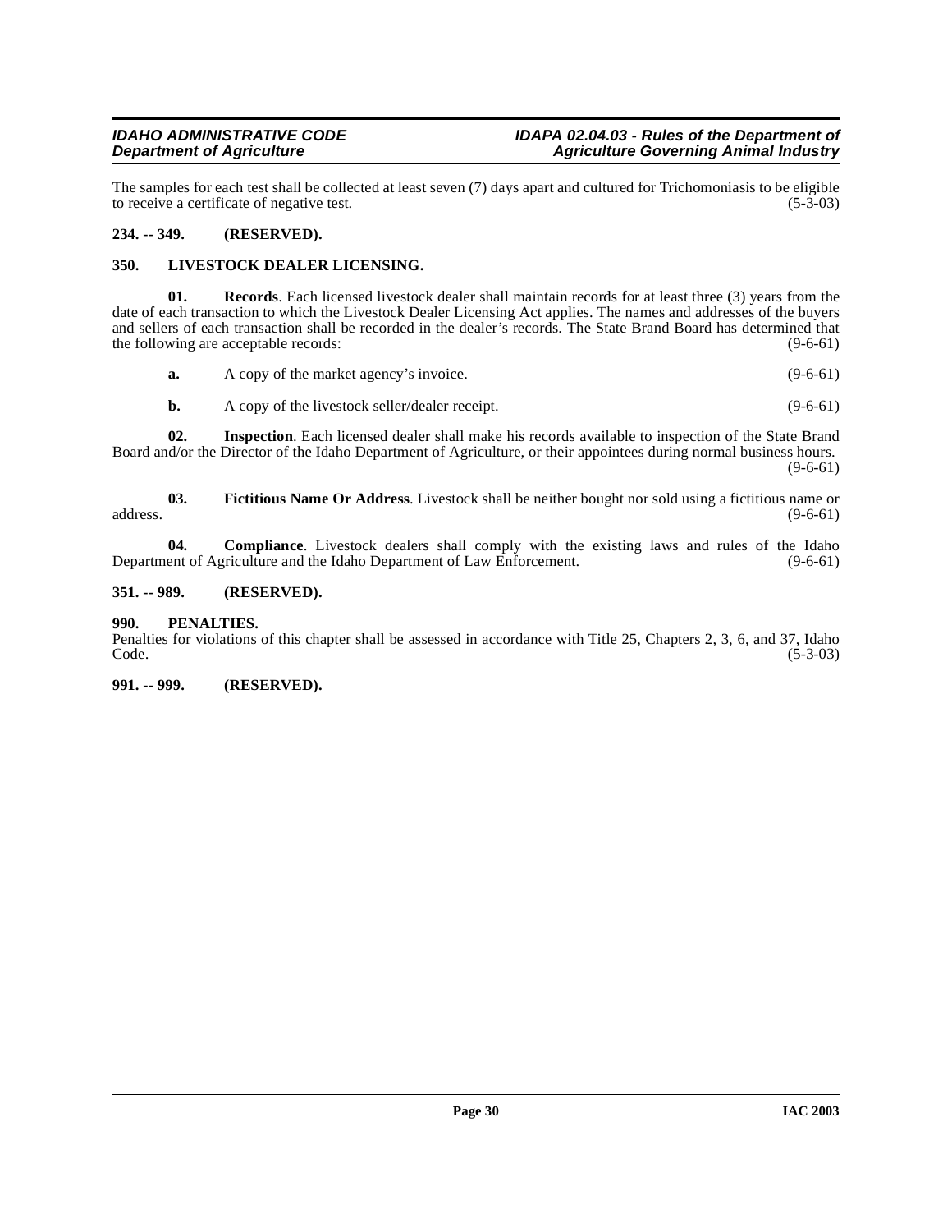The samples for each test shall be collected at least seven (7) days apart and cultured for Trichomoniasis to be eligible to receive a certificate of negative test. (5-3-03)

**234. -- 349. (RESERVED).**

**350. LIVESTOCK DEALER LICENSING.**

**01. Records**. Each licensed livestock dealer shall maintain records for at least three (3) years from the date of each transaction to which the Livestock Dealer Licensing Act applies. The names and addresses of the buyers and sellers of each transaction shall be recorded in the dealer's records. The State Brand Board has determined that the following are acceptable records: (9-6-61)

**a.** A copy of the market agency's invoice. (9-6-61)

**b.** A copy of the livestock seller/dealer receipt. (9-6-61)

**02. Inspection**. Each licensed dealer shall make his records available to inspection of the State Brand Board and/or the Director of the Idaho Department of Agriculture, or their appointees during normal business hours. (9-6-61)

**03. Fictitious Name Or Address**. Livestock shall be neither bought nor sold using a fictitious name or address. (9-6-61)

**04. Compliance**. Livestock dealers shall comply with the existing laws and rules of the Idaho Department of Agriculture and the Idaho Department of Law Enforcement. (9-6-61)

**351. -- 989. (RESERVED).**

**990. PENALTIES.**

Penalties for violations of this chapter shall be assessed in accordance with Title 25, Chapters 2, 3, 6, and 37, Idaho Code. (5-3-03)

**991. -- 999. (RESERVED).**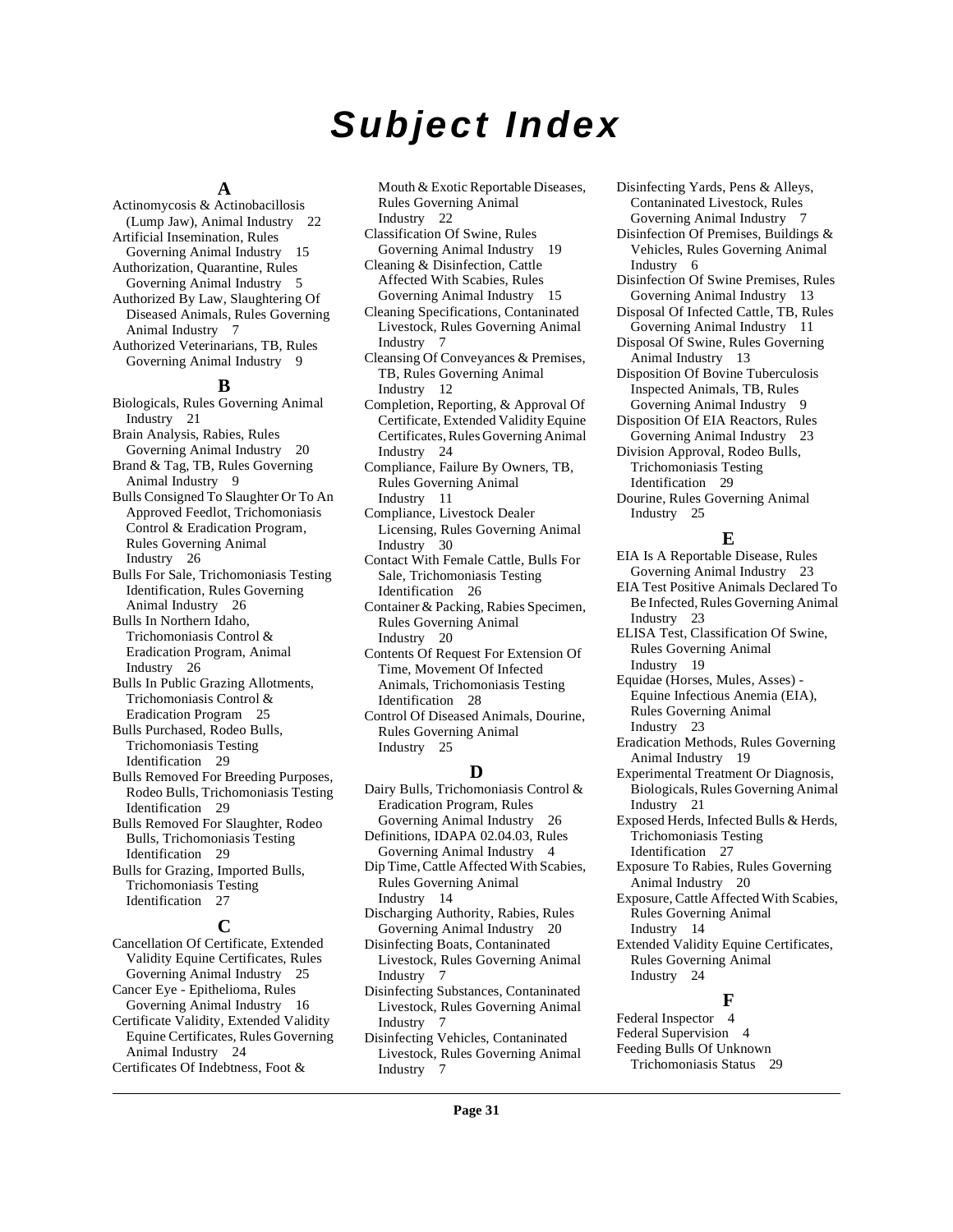# Subject Index

## A

Actinomycosis & Actinobacillosis (Lump Jaw), Animal Industry 22
Artificial Insemination, Rules Governing Animal Industry 15
Authorization, Quarantine, Rules Governing Animal Industry 5
Authorized By Law, Slaughtering Of Diseased Animals, Rules Governing Animal Industry 7
Authorized Veterinarians, TB, Rules Governing Animal Industry 9

## B

Biologicals, Rules Governing Animal Industry 21
Brain Analysis, Rabies, Rules Governing Animal Industry 20
Brand & Tag, TB, Rules Governing Animal Industry 9
Bulls Consigned To Slaughter Or To An Approved Feedlot, Trichomoniasis Control & Eradication Program, Rules Governing Animal Industry 26
Bulls For Sale, Trichomoniasis Testing Identification, Rules Governing Animal Industry 26
Bulls In Northern Idaho, Trichomoniasis Control & Eradication Program, Animal Industry 26
Bulls In Public Grazing Allotments, Trichomoniasis Control & Eradication Program 25
Bulls Purchased, Rodeo Bulls, Trichomoniasis Testing Identification 29
Bulls Removed For Breeding Purposes, Rodeo Bulls, Trichomoniasis Testing Identification 29
Bulls Removed For Slaughter, Rodeo Bulls, Trichomoniasis Testing Identification 29
Bulls for Grazing, Imported Bulls, Trichomoniasis Testing Identification 27

## C

Cancellation Of Certificate, Extended Validity Equine Certificates, Rules Governing Animal Industry 25
Cancer Eye - Epithelioma, Rules Governing Animal Industry 16
Certificate Validity, Extended Validity Equine Certificates, Rules Governing Animal Industry 24
Certificates Of Indebtness, Foot & Mouth & Exotic Reportable Diseases, Rules Governing Animal Industry 22
Classification Of Swine, Rules Governing Animal Industry 19
Cleaning & Disinfection, Cattle Affected With Scabies, Rules Governing Animal Industry 15
Cleaning Specifications, Contaninated Livestock, Rules Governing Animal Industry 7
Cleansing Of Conveyances & Premises, TB, Rules Governing Animal Industry 12
Completion, Reporting, & Approval Of Certificate, Extended Validity Equine Certificates, Rules Governing Animal Industry 24
Compliance, Failure By Owners, TB, Rules Governing Animal Industry 11
Compliance, Livestock Dealer Licensing, Rules Governing Animal Industry 30
Contact With Female Cattle, Bulls For Sale, Trichomoniasis Testing Identification 26
Container & Packing, Rabies Specimen, Rules Governing Animal Industry 20
Contents Of Request For Extension Of Time, Movement Of Infected Animals, Trichomoniasis Testing Identification 28
Control Of Diseased Animals, Dourine, Rules Governing Animal Industry 25

## D

Dairy Bulls, Trichomoniasis Control & Eradication Program, Rules Governing Animal Industry 26
Definitions, IDAPA 02.04.03, Rules Governing Animal Industry 4
Dip Time, Cattle Affected With Scabies, Rules Governing Animal Industry 14
Discharging Authority, Rabies, Rules Governing Animal Industry 20
Disinfecting Boats, Contaninated Livestock, Rules Governing Animal Industry 7
Disinfecting Substances, Contaninated Livestock, Rules Governing Animal Industry 7
Disinfecting Vehicles, Contaninated Livestock, Rules Governing Animal Industry 7
Disinfecting Yards, Pens & Alleys, Contaninated Livestock, Rules Governing Animal Industry 7
Disinfection Of Premises, Buildings & Vehicles, Rules Governing Animal Industry 6
Disinfection Of Swine Premises, Rules Governing Animal Industry 13
Disposal Of Infected Cattle, TB, Rules Governing Animal Industry 11
Disposal Of Swine, Rules Governing Animal Industry 13
Disposition Of Bovine Tuberculosis Inspected Animals, TB, Rules Governing Animal Industry 9
Disposition Of EIA Reactors, Rules Governing Animal Industry 23
Division Approval, Rodeo Bulls, Trichomoniasis Testing Identification 29
Dourine, Rules Governing Animal Industry 25

## E

EIA Is A Reportable Disease, Rules Governing Animal Industry 23
EIA Test Positive Animals Declared To Be Infected, Rules Governing Animal Industry 23
ELISA Test, Classification Of Swine, Rules Governing Animal Industry 19
Equidae (Horses, Mules, Asses) - Equine Infectious Anemia (EIA), Rules Governing Animal Industry 23
Eradication Methods, Rules Governing Animal Industry 19
Experimental Treatment Or Diagnosis, Biologicals, Rules Governing Animal Industry 21
Exposed Herds, Infected Bulls & Herds, Trichomoniasis Testing Identification 27
Exposure To Rabies, Rules Governing Animal Industry 20
Exposure, Cattle Affected With Scabies, Rules Governing Animal Industry 14
Extended Validity Equine Certificates, Rules Governing Animal Industry 24

## F

Federal Inspector 4
Federal Supervision 4
Feeding Bulls Of Unknown Trichomoniasis Status 29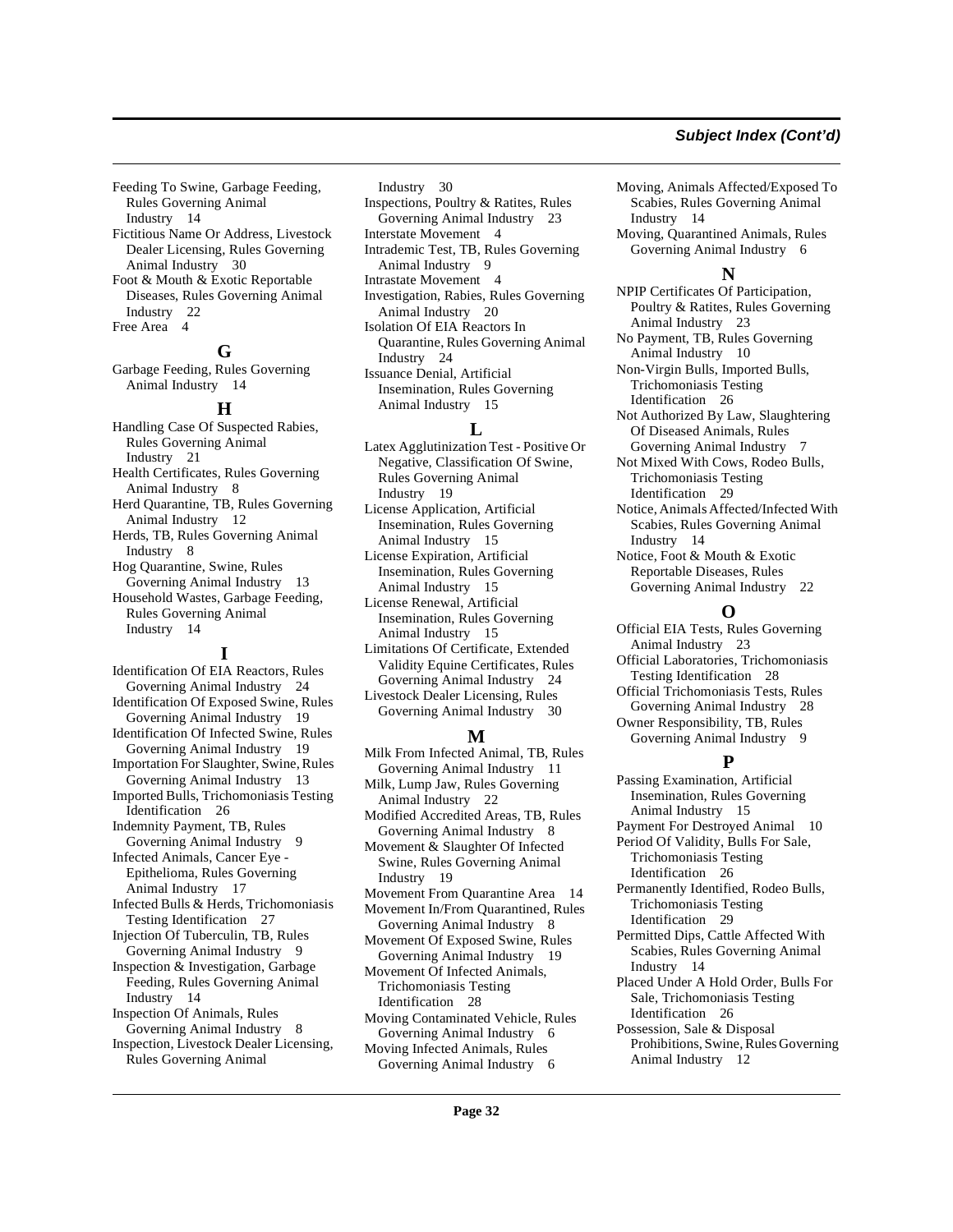Feeding To Swine, Garbage Feeding, Rules Governing Animal Industry 14
Fictitious Name Or Address, Livestock Dealer Licensing, Rules Governing Animal Industry 30
Foot & Mouth & Exotic Reportable Diseases, Rules Governing Animal Industry 22
Free Area 4

## G

Garbage Feeding, Rules Governing Animal Industry 14

## H

Handling Case Of Suspected Rabies, Rules Governing Animal Industry 21
Health Certificates, Rules Governing Animal Industry 8
Herd Quarantine, TB, Rules Governing Animal Industry 12
Herds, TB, Rules Governing Animal Industry 8
Hog Quarantine, Swine, Rules Governing Animal Industry 13
Household Wastes, Garbage Feeding, Rules Governing Animal Industry 14

## I

Identification Of EIA Reactors, Rules Governing Animal Industry 24
Identification Of Exposed Swine, Rules Governing Animal Industry 19
Identification Of Infected Swine, Rules Governing Animal Industry 19
Importation For Slaughter, Swine, Rules Governing Animal Industry 13
Imported Bulls, Trichomoniasis Testing Identification 26
Indemnity Payment, TB, Rules Governing Animal Industry 9
Infected Animals, Cancer Eye - Epithelioma, Rules Governing Animal Industry 17
Infected Bulls & Herds, Trichomoniasis Testing Identification 27
Injection Of Tuberculin, TB, Rules Governing Animal Industry 9
Inspection & Investigation, Garbage Feeding, Rules Governing Animal Industry 14
Inspection Of Animals, Rules Governing Animal Industry 8
Inspection, Livestock Dealer Licensing, Rules Governing Animal Industry 30
Inspections, Poultry & Ratites, Rules Governing Animal Industry 23
Interstate Movement 4
Intrademic Test, TB, Rules Governing Animal Industry 9
Intrastate Movement 4
Investigation, Rabies, Rules Governing Animal Industry 20
Isolation Of EIA Reactors In Quarantine, Rules Governing Animal Industry 24
Issuance Denial, Artificial Insemination, Rules Governing Animal Industry 15

## L

Latex Agglutinization Test - Positive Or Negative, Classification Of Swine, Rules Governing Animal Industry 19
License Application, Artificial Insemination, Rules Governing Animal Industry 15
License Expiration, Artificial Insemination, Rules Governing Animal Industry 15
License Renewal, Artificial Insemination, Rules Governing Animal Industry 15
Limitations Of Certificate, Extended Validity Equine Certificates, Rules Governing Animal Industry 24
Livestock Dealer Licensing, Rules Governing Animal Industry 30

## M

Milk From Infected Animal, TB, Rules Governing Animal Industry 11
Milk, Lump Jaw, Rules Governing Animal Industry 22
Modified Accredited Areas, TB, Rules Governing Animal Industry 8
Movement & Slaughter Of Infected Swine, Rules Governing Animal Industry 19
Movement From Quarantine Area 14
Movement In/From Quarantined, Rules Governing Animal Industry 8
Movement Of Exposed Swine, Rules Governing Animal Industry 19
Movement Of Infected Animals, Trichomoniasis Testing Identification 28
Moving Contaminated Vehicle, Rules Governing Animal Industry 6
Moving Infected Animals, Rules Governing Animal Industry 6
Moving, Animals Affected/Exposed To Scabies, Rules Governing Animal Industry 14
Moving, Quarantined Animals, Rules Governing Animal Industry 6

## N

NPIP Certificates Of Participation, Poultry & Ratites, Rules Governing Animal Industry 23
No Payment, TB, Rules Governing Animal Industry 10
Non-Virgin Bulls, Imported Bulls, Trichomoniasis Testing Identification 26
Not Authorized By Law, Slaughtering Of Diseased Animals, Rules Governing Animal Industry 7
Not Mixed With Cows, Rodeo Bulls, Trichomoniasis Testing Identification 29
Notice, Animals Affected/Infected With Scabies, Rules Governing Animal Industry 14
Notice, Foot & Mouth & Exotic Reportable Diseases, Rules Governing Animal Industry 22

## O

Official EIA Tests, Rules Governing Animal Industry 23
Official Laboratories, Trichomoniasis Testing Identification 28
Official Trichomoniasis Tests, Rules Governing Animal Industry 28
Owner Responsibility, TB, Rules Governing Animal Industry 9

## P

Passing Examination, Artificial Insemination, Rules Governing Animal Industry 15
Payment For Destroyed Animal 10
Period Of Validity, Bulls For Sale, Trichomoniasis Testing Identification 26
Permanently Identified, Rodeo Bulls, Trichomoniasis Testing Identification 29
Permitted Dips, Cattle Affected With Scabies, Rules Governing Animal Industry 14
Placed Under A Hold Order, Bulls For Sale, Trichomoniasis Testing Identification 26
Possession, Sale & Disposal Prohibitions, Swine, Rules Governing Animal Industry 12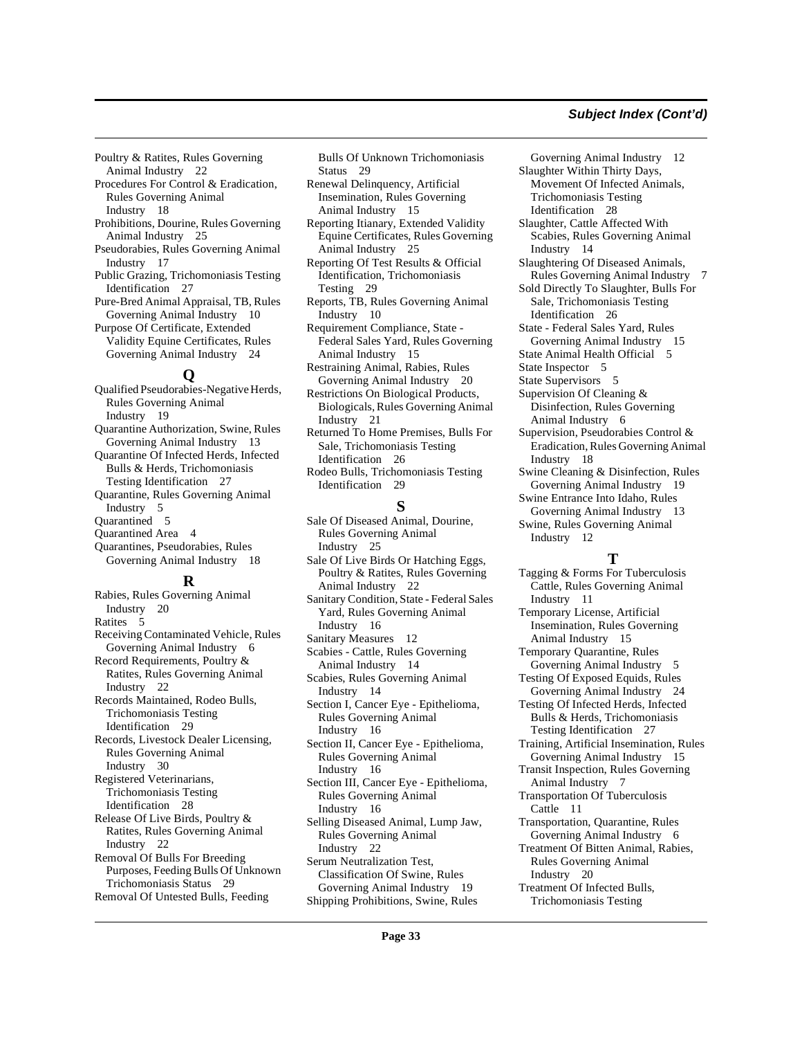Poultry & Ratites, Rules Governing Animal Industry 22
Procedures For Control & Eradication, Rules Governing Animal Industry 18
Prohibitions, Dourine, Rules Governing Animal Industry 25
Pseudorabies, Rules Governing Animal Industry 17
Public Grazing, Trichomoniasis Testing Identification 27
Pure-Bred Animal Appraisal, TB, Rules Governing Animal Industry 10
Purpose Of Certificate, Extended Validity Equine Certificates, Rules Governing Animal Industry 24

## Q

Qualified Pseudorabies-Negative Herds, Rules Governing Animal Industry 19
Quarantine Authorization, Swine, Rules Governing Animal Industry 13
Quarantine Of Infected Herds, Infected Bulls & Herds, Trichomoniasis Testing Identification 27
Quarantine, Rules Governing Animal Industry 5
Quarantined 5
Quarantined Area 4
Quarantines, Pseudorabies, Rules Governing Animal Industry 18

## R

Rabies, Rules Governing Animal Industry 20
Ratites 5
Receiving Contaminated Vehicle, Rules Governing Animal Industry 6
Record Requirements, Poultry & Ratites, Rules Governing Animal Industry 22
Records Maintained, Rodeo Bulls, Trichomoniasis Testing Identification 29
Records, Livestock Dealer Licensing, Rules Governing Animal Industry 30
Registered Veterinarians, Trichomoniasis Testing Identification 28
Release Of Live Birds, Poultry & Ratites, Rules Governing Animal Industry 22
Removal Of Bulls For Breeding Purposes, Feeding Bulls Of Unknown Trichomoniasis Status 29
Removal Of Untested Bulls, Feeding Bulls Of Unknown Trichomoniasis Status 29
Renewal Delinquency, Artificial Insemination, Rules Governing Animal Industry 15
Reporting Itianary, Extended Validity Equine Certificates, Rules Governing Animal Industry 25
Reporting Of Test Results & Official Identification, Trichomoniasis Testing 29
Reports, TB, Rules Governing Animal Industry 10
Requirement Compliance, State - Federal Sales Yard, Rules Governing Animal Industry 15
Restraining Animal, Rabies, Rules Governing Animal Industry 20
Restrictions On Biological Products, Biologicals, Rules Governing Animal Industry 21
Returned To Home Premises, Bulls For Sale, Trichomoniasis Testing Identification 26
Rodeo Bulls, Trichomoniasis Testing Identification 29

## S

Sale Of Diseased Animal, Dourine, Rules Governing Animal Industry 25
Sale Of Live Birds Or Hatching Eggs, Poultry & Ratites, Rules Governing Animal Industry 22
Sanitary Condition, State - Federal Sales Yard, Rules Governing Animal Industry 16
Sanitary Measures 12
Scabies - Cattle, Rules Governing Animal Industry 14
Scabies, Rules Governing Animal Industry 14
Section I, Cancer Eye - Epithelioma, Rules Governing Animal Industry 16
Section II, Cancer Eye - Epithelioma, Rules Governing Animal Industry 16
Section III, Cancer Eye - Epithelioma, Rules Governing Animal Industry 16
Selling Diseased Animal, Lump Jaw, Rules Governing Animal Industry 22
Serum Neutralization Test, Classification Of Swine, Rules Governing Animal Industry 19
Shipping Prohibitions, Swine, Rules Governing Animal Industry 12
Slaughter Within Thirty Days, Movement Of Infected Animals, Trichomoniasis Testing Identification 28
Slaughter, Cattle Affected With Scabies, Rules Governing Animal Industry 14
Slaughtering Of Diseased Animals, Rules Governing Animal Industry 7
Sold Directly To Slaughter, Bulls For Sale, Trichomoniasis Testing Identification 26
State - Federal Sales Yard, Rules Governing Animal Industry 15
State Animal Health Official 5
State Inspector 5
State Supervisors 5
Supervision Of Cleaning & Disinfection, Rules Governing Animal Industry 6
Supervision, Pseudorabies Control & Eradication, Rules Governing Animal Industry 18
Swine Cleaning & Disinfection, Rules Governing Animal Industry 19
Swine Entrance Into Idaho, Rules Governing Animal Industry 13
Swine, Rules Governing Animal Industry 12

## T

Tagging & Forms For Tuberculosis Cattle, Rules Governing Animal Industry 11
Temporary License, Artificial Insemination, Rules Governing Animal Industry 15
Temporary Quarantine, Rules Governing Animal Industry 5
Testing Of Exposed Equids, Rules Governing Animal Industry 24
Testing Of Infected Herds, Infected Bulls & Herds, Trichomoniasis Testing Identification 27
Training, Artificial Insemination, Rules Governing Animal Industry 15
Transit Inspection, Rules Governing Animal Industry 7
Transportation Of Tuberculosis Cattle 11
Transportation, Quarantine, Rules Governing Animal Industry 6
Treatment Of Bitten Animal, Rabies, Rules Governing Animal Industry 20
Treatment Of Infected Bulls, Trichomoniasis Testing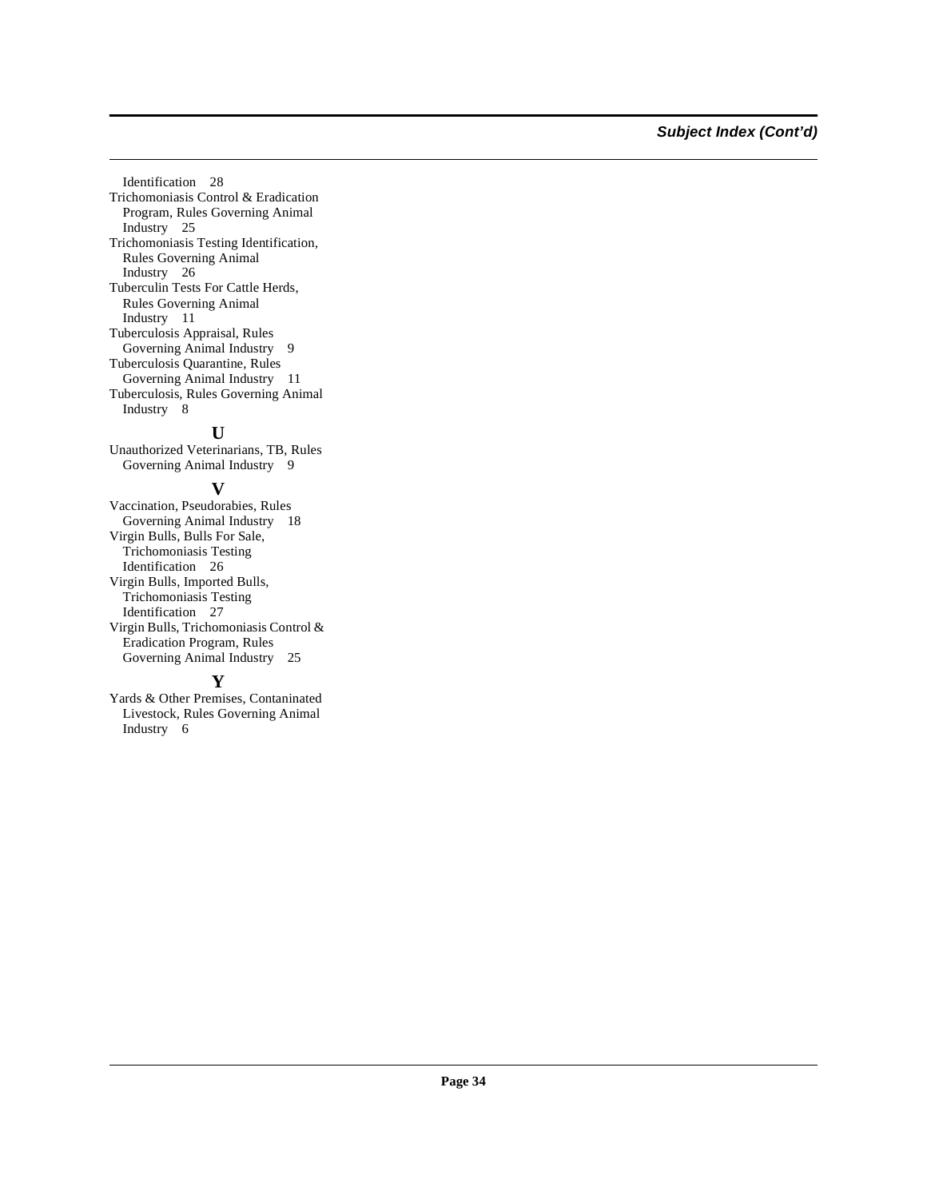Identification 28

Trichomoniasis Control & Eradication Program, Rules Governing Animal Industry 25

Trichomoniasis Testing Identification, Rules Governing Animal Industry 26

Tuberculin Tests For Cattle Herds, Rules Governing Animal Industry 11

Tuberculosis Appraisal, Rules Governing Animal Industry 9

Tuberculosis Quarantine, Rules Governing Animal Industry 11

Tuberculosis, Rules Governing Animal Industry 8

## U

Unauthorized Veterinarians, TB, Rules Governing Animal Industry 9

## V

Vaccination, Pseudorabies, Rules Governing Animal Industry 18

Virgin Bulls, Bulls For Sale, Trichomoniasis Testing Identification 26

Virgin Bulls, Imported Bulls, Trichomoniasis Testing Identification 27

Virgin Bulls, Trichomoniasis Control & Eradication Program, Rules Governing Animal Industry 25

## Y

Yards & Other Premises, Contaninated Livestock, Rules Governing Animal Industry 6